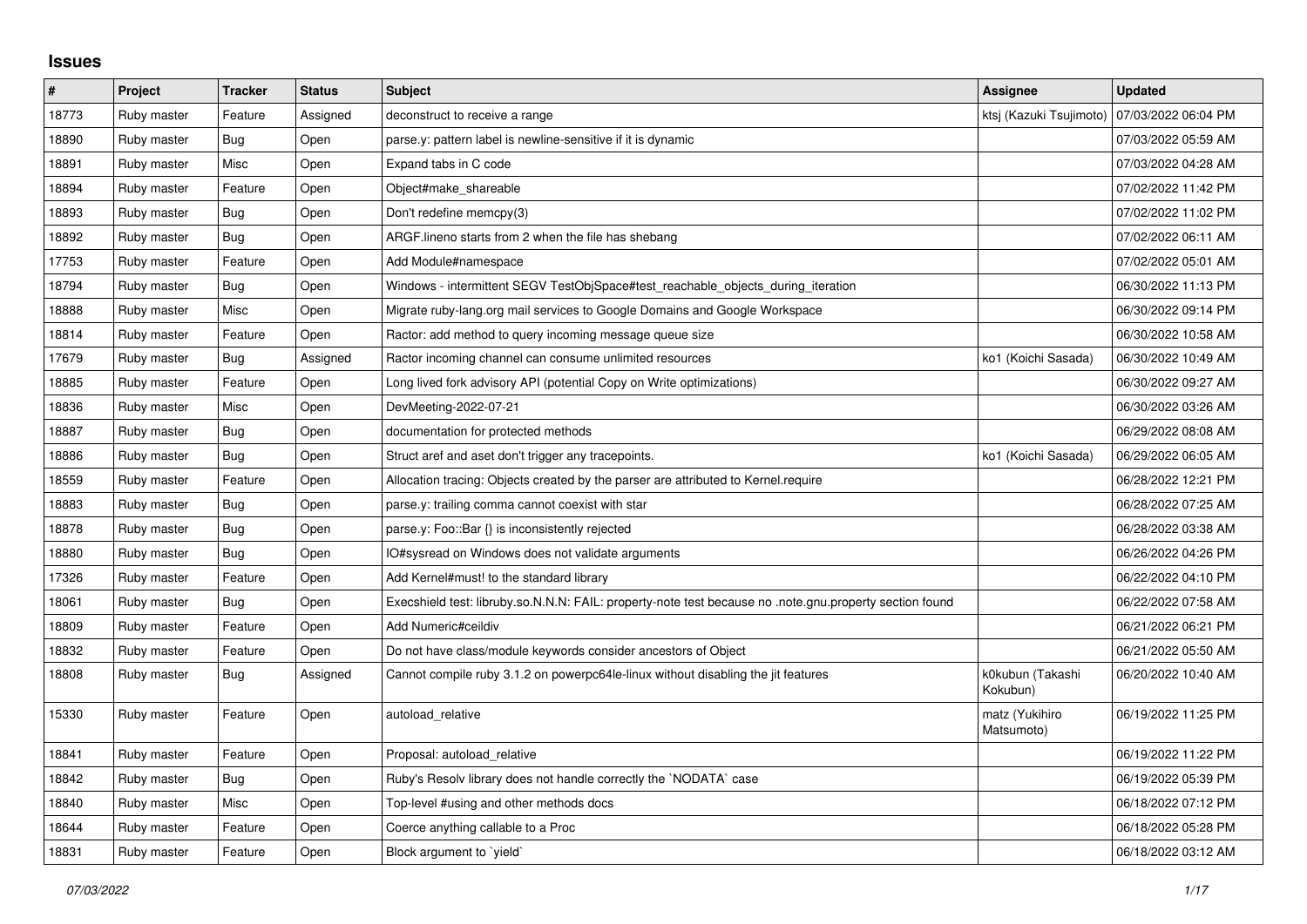# Issues

| # | Project | Tracker | Status | Subject | Assignee | Updated |
|---|---|---|---|---|---|---|
| 18773 | Ruby master | Feature | Assigned | deconstruct to receive a range | ktsj (Kazuki Tsujimoto) | 07/03/2022 06:04 PM |
| 18890 | Ruby master | Bug | Open | parse.y: pattern label is newline-sensitive if it is dynamic | | 07/03/2022 05:59 AM |
| 18891 | Ruby master | Misc | Open | Expand tabs in C code | | 07/03/2022 04:28 AM |
| 18894 | Ruby master | Feature | Open | Object#make_shareable | | 07/02/2022 11:42 PM |
| 18893 | Ruby master | Bug | Open | Don't redefine memcpy(3) | | 07/02/2022 11:02 PM |
| 18892 | Ruby master | Bug | Open | ARGF.lineno starts from 2 when the file has shebang | | 07/02/2022 06:11 AM |
| 17753 | Ruby master | Feature | Open | Add Module#namespace | | 07/02/2022 05:01 AM |
| 18794 | Ruby master | Bug | Open | Windows - intermittent SEGV TestObjSpace#test_reachable_objects_during_iteration | | 06/30/2022 11:13 PM |
| 18888 | Ruby master | Misc | Open | Migrate ruby-lang.org mail services to Google Domains and Google Workspace | | 06/30/2022 09:14 PM |
| 18814 | Ruby master | Feature | Open | Ractor: add method to query incoming message queue size | | 06/30/2022 10:58 AM |
| 17679 | Ruby master | Bug | Assigned | Ractor incoming channel can consume unlimited resources | ko1 (Koichi Sasada) | 06/30/2022 10:49 AM |
| 18885 | Ruby master | Feature | Open | Long lived fork advisory API (potential Copy on Write optimizations) | | 06/30/2022 09:27 AM |
| 18836 | Ruby master | Misc | Open | DevMeeting-2022-07-21 | | 06/30/2022 03:26 AM |
| 18887 | Ruby master | Bug | Open | documentation for protected methods | | 06/29/2022 08:08 AM |
| 18886 | Ruby master | Bug | Open | Struct aref and aset don't trigger any tracepoints. | ko1 (Koichi Sasada) | 06/29/2022 06:05 AM |
| 18559 | Ruby master | Feature | Open | Allocation tracing: Objects created by the parser are attributed to Kernel.require | | 06/28/2022 12:21 PM |
| 18883 | Ruby master | Bug | Open | parse.y: trailing comma cannot coexist with star | | 06/28/2022 07:25 AM |
| 18878 | Ruby master | Bug | Open | parse.y: Foo::Bar {} is inconsistently rejected | | 06/28/2022 03:38 AM |
| 18880 | Ruby master | Bug | Open | IO#sysread on Windows does not validate arguments | | 06/26/2022 04:26 PM |
| 17326 | Ruby master | Feature | Open | Add Kernel#must! to the standard library | | 06/22/2022 04:10 PM |
| 18061 | Ruby master | Bug | Open | Execshield test: libruby.so.N.N.N: FAIL: property-note test because no .note.gnu.property section found | | 06/22/2022 07:58 AM |
| 18809 | Ruby master | Feature | Open | Add Numeric#ceildiv | | 06/21/2022 06:21 PM |
| 18832 | Ruby master | Feature | Open | Do not have class/module keywords consider ancestors of Object | | 06/21/2022 05:50 AM |
| 18808 | Ruby master | Bug | Assigned | Cannot compile ruby 3.1.2 on powerpc64le-linux without disabling the jit features | k0kubun (Takashi Kokubun) | 06/20/2022 10:40 AM |
| 15330 | Ruby master | Feature | Open | autoload_relative | matz (Yukihiro Matsumoto) | 06/19/2022 11:25 PM |
| 18841 | Ruby master | Feature | Open | Proposal: autoload_relative | | 06/19/2022 11:22 PM |
| 18842 | Ruby master | Bug | Open | Ruby's Resolv library does not handle correctly the `NODATA` case | | 06/19/2022 05:39 PM |
| 18840 | Ruby master | Misc | Open | Top-level #using and other methods docs | | 06/18/2022 07:12 PM |
| 18644 | Ruby master | Feature | Open | Coerce anything callable to a Proc | | 06/18/2022 05:28 PM |
| 18831 | Ruby master | Feature | Open | Block argument to `yield` | | 06/18/2022 03:12 AM |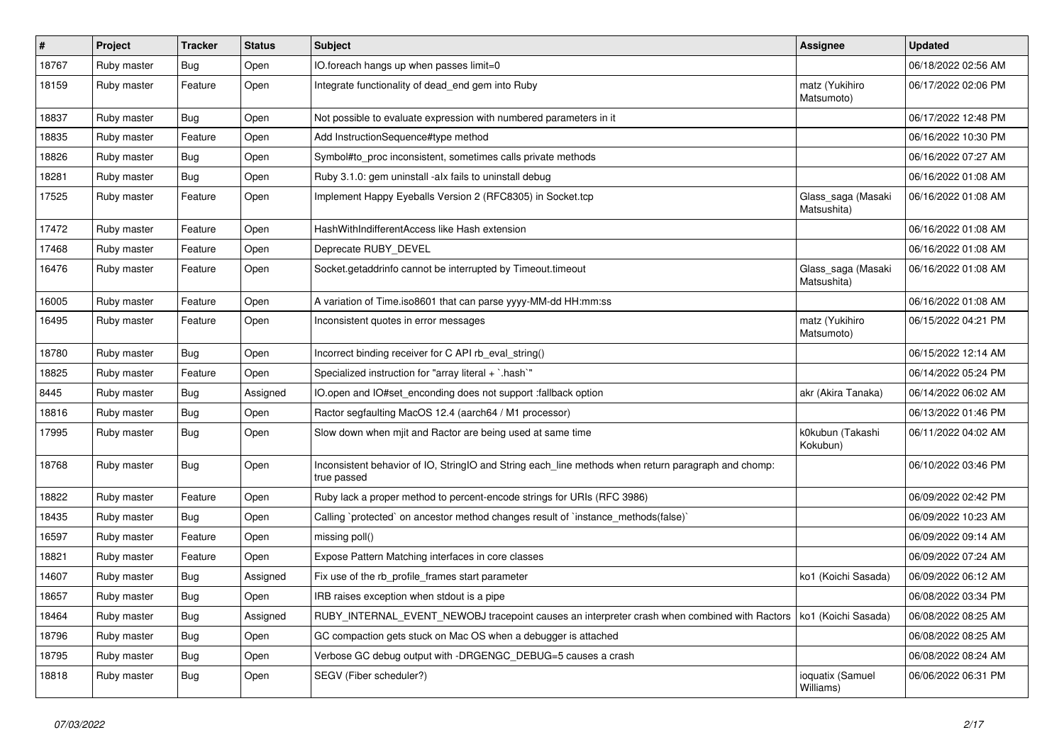| # | Project | Tracker | Status | Subject | Assignee | Updated |
|---|---|---|---|---|---|---|
| 18767 | Ruby master | Bug | Open | IO.foreach hangs up when passes limit=0 | | 06/18/2022 02:56 AM |
| 18159 | Ruby master | Feature | Open | Integrate functionality of dead_end gem into Ruby | matz (Yukihiro Matsumoto) | 06/17/2022 02:06 PM |
| 18837 | Ruby master | Bug | Open | Not possible to evaluate expression with numbered parameters in it | | 06/17/2022 12:48 PM |
| 18835 | Ruby master | Feature | Open | Add InstructionSequence#type method | | 06/16/2022 10:30 PM |
| 18826 | Ruby master | Bug | Open | Symbol#to_proc inconsistent, sometimes calls private methods | | 06/16/2022 07:27 AM |
| 18281 | Ruby master | Bug | Open | Ruby 3.1.0: gem uninstall -alx fails to uninstall debug | | 06/16/2022 01:08 AM |
| 17525 | Ruby master | Feature | Open | Implement Happy Eyeballs Version 2 (RFC8305) in Socket.tcp | Glass_saga (Masaki Matsushita) | 06/16/2022 01:08 AM |
| 17472 | Ruby master | Feature | Open | HashWithIndifferentAccess like Hash extension | | 06/16/2022 01:08 AM |
| 17468 | Ruby master | Feature | Open | Deprecate RUBY_DEVEL | | 06/16/2022 01:08 AM |
| 16476 | Ruby master | Feature | Open | Socket.getaddrinfo cannot be interrupted by Timeout.timeout | Glass_saga (Masaki Matsushita) | 06/16/2022 01:08 AM |
| 16005 | Ruby master | Feature | Open | A variation of Time.iso8601 that can parse yyyy-MM-dd HH:mm:ss | | 06/16/2022 01:08 AM |
| 16495 | Ruby master | Feature | Open | Inconsistent quotes in error messages | matz (Yukihiro Matsumoto) | 06/15/2022 04:21 PM |
| 18780 | Ruby master | Bug | Open | Incorrect binding receiver for C API rb_eval_string() | | 06/15/2022 12:14 AM |
| 18825 | Ruby master | Feature | Open | Specialized instruction for "array literal + `.hash`" | | 06/14/2022 05:24 PM |
| 8445 | Ruby master | Bug | Assigned | IO.open and IO#set_enconding does not support :fallback option | akr (Akira Tanaka) | 06/14/2022 06:02 AM |
| 18816 | Ruby master | Bug | Open | Ractor segfaulting MacOS 12.4 (aarch64 / M1 processor) | | 06/13/2022 01:46 PM |
| 17995 | Ruby master | Bug | Open | Slow down when mjit and Ractor are being used at same time | k0kubun (Takashi Kokubun) | 06/11/2022 04:02 AM |
| 18768 | Ruby master | Bug | Open | Inconsistent behavior of IO, StringIO and String each_line methods when return paragraph and chomp: true passed | | 06/10/2022 03:46 PM |
| 18822 | Ruby master | Feature | Open | Ruby lack a proper method to percent-encode strings for URIs (RFC 3986) | | 06/09/2022 02:42 PM |
| 18435 | Ruby master | Bug | Open | Calling `protected` on ancestor method changes result of `instance_methods(false)` | | 06/09/2022 10:23 AM |
| 16597 | Ruby master | Feature | Open | missing poll() | | 06/09/2022 09:14 AM |
| 18821 | Ruby master | Feature | Open | Expose Pattern Matching interfaces in core classes | | 06/09/2022 07:24 AM |
| 14607 | Ruby master | Bug | Assigned | Fix use of the rb_profile_frames start parameter | ko1 (Koichi Sasada) | 06/09/2022 06:12 AM |
| 18657 | Ruby master | Bug | Open | IRB raises exception when stdout is a pipe | | 06/08/2022 03:34 PM |
| 18464 | Ruby master | Bug | Assigned | RUBY_INTERNAL_EVENT_NEWOBJ tracepoint causes an interpreter crash when combined with Ractors | ko1 (Koichi Sasada) | 06/08/2022 08:25 AM |
| 18796 | Ruby master | Bug | Open | GC compaction gets stuck on Mac OS when a debugger is attached | | 06/08/2022 08:25 AM |
| 18795 | Ruby master | Bug | Open | Verbose GC debug output with -DRGENGC_DEBUG=5 causes a crash | | 06/08/2022 08:24 AM |
| 18818 | Ruby master | Bug | Open | SEGV (Fiber scheduler?) | ioquatix (Samuel Williams) | 06/06/2022 06:31 PM |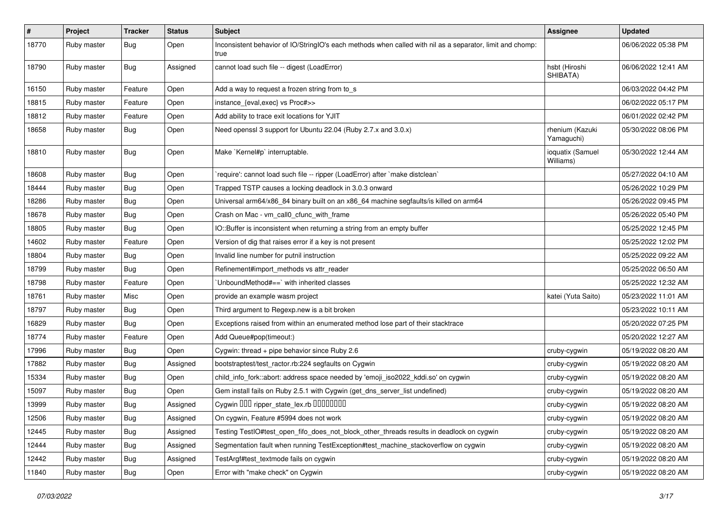| # | Project | Tracker | Status | Subject | Assignee | Updated |
|---|---|---|---|---|---|---|
| 18770 | Ruby master | Bug | Open | Inconsistent behavior of IO/StringIO's each methods when called with nil as a separator, limit and chomp: true | | 06/06/2022 05:38 PM |
| 18790 | Ruby master | Bug | Assigned | cannot load such file -- digest (LoadError) | hsbt (Hiroshi SHIBATA) | 06/06/2022 12:41 AM |
| 16150 | Ruby master | Feature | Open | Add a way to request a frozen string from to_s | | 06/03/2022 04:42 PM |
| 18815 | Ruby master | Feature | Open | instance_{eval,exec} vs Proc#>> | | 06/02/2022 05:17 PM |
| 18812 | Ruby master | Feature | Open | Add ability to trace exit locations for YJIT | | 06/01/2022 02:42 PM |
| 18658 | Ruby master | Bug | Open | Need openssl 3 support for Ubuntu 22.04 (Ruby 2.7.x and 3.0.x) | rhenium (Kazuki Yamaguchi) | 05/30/2022 08:06 PM |
| 18810 | Ruby master | Bug | Open | Make `Kernel#p` interruptable. | ioquatix (Samuel Williams) | 05/30/2022 12:44 AM |
| 18608 | Ruby master | Bug | Open | `require': cannot load such file -- ripper (LoadError) after `make distclean` | | 05/27/2022 04:10 AM |
| 18444 | Ruby master | Bug | Open | Trapped TSTP causes a locking deadlock in 3.0.3 onward | | 05/26/2022 10:29 PM |
| 18286 | Ruby master | Bug | Open | Universal arm64/x86_84 binary built on an x86_64 machine segfaults/is killed on arm64 | | 05/26/2022 09:45 PM |
| 18678 | Ruby master | Bug | Open | Crash on Mac - vm_call0_cfunc_with_frame | | 05/26/2022 05:40 PM |
| 18805 | Ruby master | Bug | Open | IO::Buffer is inconsistent when returning a string from an empty buffer | | 05/25/2022 12:45 PM |
| 14602 | Ruby master | Feature | Open | Version of dig that raises error if a key is not present | | 05/25/2022 12:02 PM |
| 18804 | Ruby master | Bug | Open | Invalid line number for putnil instruction | | 05/25/2022 09:22 AM |
| 18799 | Ruby master | Bug | Open | Refinement#import_methods vs attr_reader | | 05/25/2022 06:50 AM |
| 18798 | Ruby master | Feature | Open | `UnboundMethod#==` with inherited classes | | 05/25/2022 12:32 AM |
| 18761 | Ruby master | Misc | Open | provide an example wasm project | katei (Yuta Saito) | 05/23/2022 11:01 AM |
| 18797 | Ruby master | Bug | Open | Third argument to Regexp.new is a bit broken | | 05/23/2022 10:11 AM |
| 16829 | Ruby master | Bug | Open | Exceptions raised from within an enumerated method lose part of their stacktrace | | 05/20/2022 07:25 PM |
| 18774 | Ruby master | Feature | Open | Add Queue#pop(timeout:) | | 05/20/2022 12:27 AM |
| 17996 | Ruby master | Bug | Open | Cygwin: thread + pipe behavior since Ruby 2.6 | cruby-cygwin | 05/19/2022 08:20 AM |
| 17882 | Ruby master | Bug | Assigned | bootstraptest/test_ractor.rb:224 segfaults on Cygwin | cruby-cygwin | 05/19/2022 08:20 AM |
| 15334 | Ruby master | Bug | Open | child_info_fork::abort: address space needed by 'emoji_iso2022_kddi.so' on cygwin | cruby-cygwin | 05/19/2022 08:20 AM |
| 15097 | Ruby master | Bug | Open | Gem install fails on Ruby 2.5.1 with Cygwin (get_dns_server_list undefined) | cruby-cygwin | 05/19/2022 08:20 AM |
| 13999 | Ruby master | Bug | Assigned | Cygwin ??? ripper_state_lex.rb ???????? | cruby-cygwin | 05/19/2022 08:20 AM |
| 12506 | Ruby master | Bug | Assigned | On cygwin, Feature #5994 does not work | cruby-cygwin | 05/19/2022 08:20 AM |
| 12445 | Ruby master | Bug | Assigned | Testing TestIO#test_open_fifo_does_not_block_other_threads results in deadlock on cygwin | cruby-cygwin | 05/19/2022 08:20 AM |
| 12444 | Ruby master | Bug | Assigned | Segmentation fault when running TestException#test_machine_stackoverflow on cygwin | cruby-cygwin | 05/19/2022 08:20 AM |
| 12442 | Ruby master | Bug | Assigned | TestArgf#test_textmode fails on cygwin | cruby-cygwin | 05/19/2022 08:20 AM |
| 11840 | Ruby master | Bug | Open | Error with "make check" on Cygwin | cruby-cygwin | 05/19/2022 08:20 AM |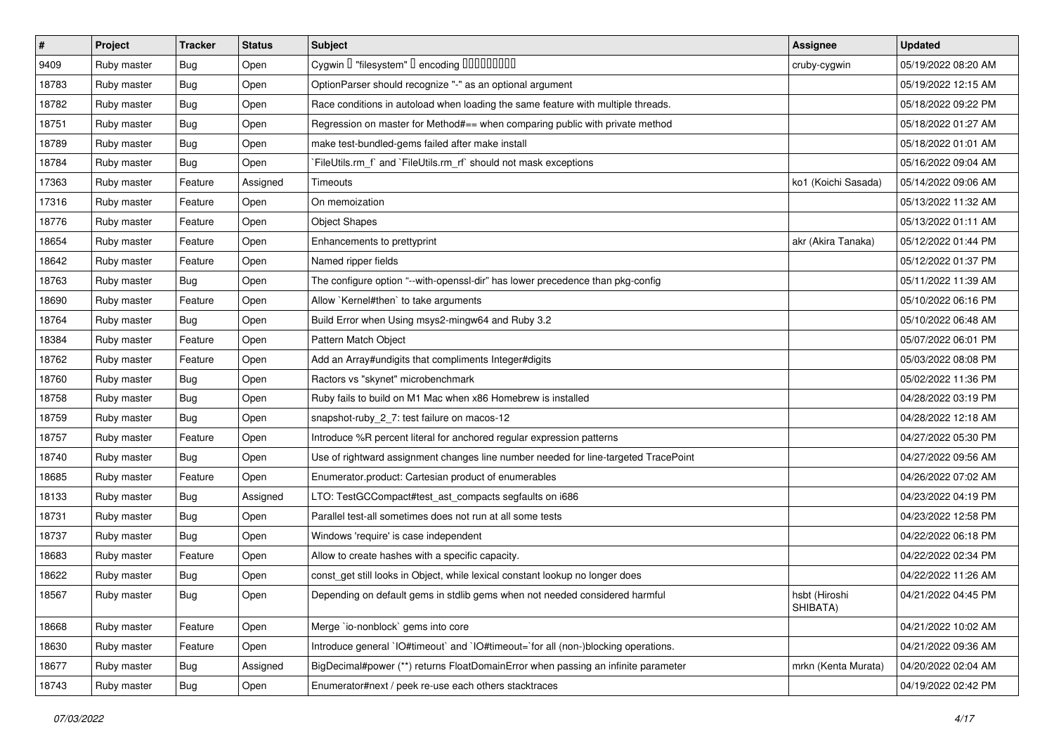| # | Project | Tracker | Status | Subject | Assignee | Updated |
|---|---|---|---|---|---|---|
| 9409 | Ruby master | Bug | Open | Cygwin � "filesystem" � encoding ���������� | cruby-cygwin | 05/19/2022 08:20 AM |
| 18783 | Ruby master | Bug | Open | OptionParser should recognize "-" as an optional argument | | 05/19/2022 12:15 AM |
| 18782 | Ruby master | Bug | Open | Race conditions in autoload when loading the same feature with multiple threads. | | 05/18/2022 09:22 PM |
| 18751 | Ruby master | Bug | Open | Regression on master for Method#== when comparing public with private method | | 05/18/2022 01:27 AM |
| 18789 | Ruby master | Bug | Open | make test-bundled-gems failed after make install | | 05/18/2022 01:01 AM |
| 18784 | Ruby master | Bug | Open | `FileUtils.rm_f` and `FileUtils.rm_rf` should not mask exceptions | | 05/16/2022 09:04 AM |
| 17363 | Ruby master | Feature | Assigned | Timeouts | ko1 (Koichi Sasada) | 05/14/2022 09:06 AM |
| 17316 | Ruby master | Feature | Open | On memoization | | 05/13/2022 11:32 AM |
| 18776 | Ruby master | Feature | Open | Object Shapes | | 05/13/2022 01:11 AM |
| 18654 | Ruby master | Feature | Open | Enhancements to prettyprint | akr (Akira Tanaka) | 05/12/2022 01:44 PM |
| 18642 | Ruby master | Feature | Open | Named ripper fields | | 05/12/2022 01:37 PM |
| 18763 | Ruby master | Bug | Open | The configure option "--with-openssl-dir" has lower precedence than pkg-config | | 05/11/2022 11:39 AM |
| 18690 | Ruby master | Feature | Open | Allow `Kernel#then` to take arguments | | 05/10/2022 06:16 PM |
| 18764 | Ruby master | Bug | Open | Build Error when Using msys2-mingw64 and Ruby 3.2 | | 05/10/2022 06:48 AM |
| 18384 | Ruby master | Feature | Open | Pattern Match Object | | 05/07/2022 06:01 PM |
| 18762 | Ruby master | Feature | Open | Add an Array#undigits that compliments Integer#digits | | 05/03/2022 08:08 PM |
| 18760 | Ruby master | Bug | Open | Ractors vs "skynet" microbenchmark | | 05/02/2022 11:36 PM |
| 18758 | Ruby master | Bug | Open | Ruby fails to build on M1 Mac when x86 Homebrew is installed | | 04/28/2022 03:19 PM |
| 18759 | Ruby master | Bug | Open | snapshot-ruby_2_7: test failure on macos-12 | | 04/28/2022 12:18 AM |
| 18757 | Ruby master | Feature | Open | Introduce %R percent literal for anchored regular expression patterns | | 04/27/2022 05:30 PM |
| 18740 | Ruby master | Bug | Open | Use of rightward assignment changes line number needed for line-targeted TracePoint | | 04/27/2022 09:56 AM |
| 18685 | Ruby master | Feature | Open | Enumerator.product: Cartesian product of enumerables | | 04/26/2022 07:02 AM |
| 18133 | Ruby master | Bug | Assigned | LTO: TestGCCompact#test_ast_compacts segfaults on i686 | | 04/23/2022 04:19 PM |
| 18731 | Ruby master | Bug | Open | Parallel test-all sometimes does not run at all some tests | | 04/23/2022 12:58 PM |
| 18737 | Ruby master | Bug | Open | Windows 'require' is case independent | | 04/22/2022 06:18 PM |
| 18683 | Ruby master | Feature | Open | Allow to create hashes with a specific capacity. | | 04/22/2022 02:34 PM |
| 18622 | Ruby master | Bug | Open | const_get still looks in Object, while lexical constant lookup no longer does | | 04/22/2022 11:26 AM |
| 18567 | Ruby master | Bug | Open | Depending on default gems in stdlib gems when not needed considered harmful | hsbt (Hiroshi SHIBATA) | 04/21/2022 04:45 PM |
| 18668 | Ruby master | Feature | Open | Merge `io-nonblock` gems into core | | 04/21/2022 10:02 AM |
| 18630 | Ruby master | Feature | Open | Introduce general `IO#timeout` and `IO#timeout=`for all (non-)blocking operations. | | 04/21/2022 09:36 AM |
| 18677 | Ruby master | Bug | Assigned | BigDecimal#power (**) returns FloatDomainError when passing an infinite parameter | mrkn (Kenta Murata) | 04/20/2022 02:04 AM |
| 18743 | Ruby master | Bug | Open | Enumerator#next / peek re-use each others stacktraces | | 04/19/2022 02:42 PM |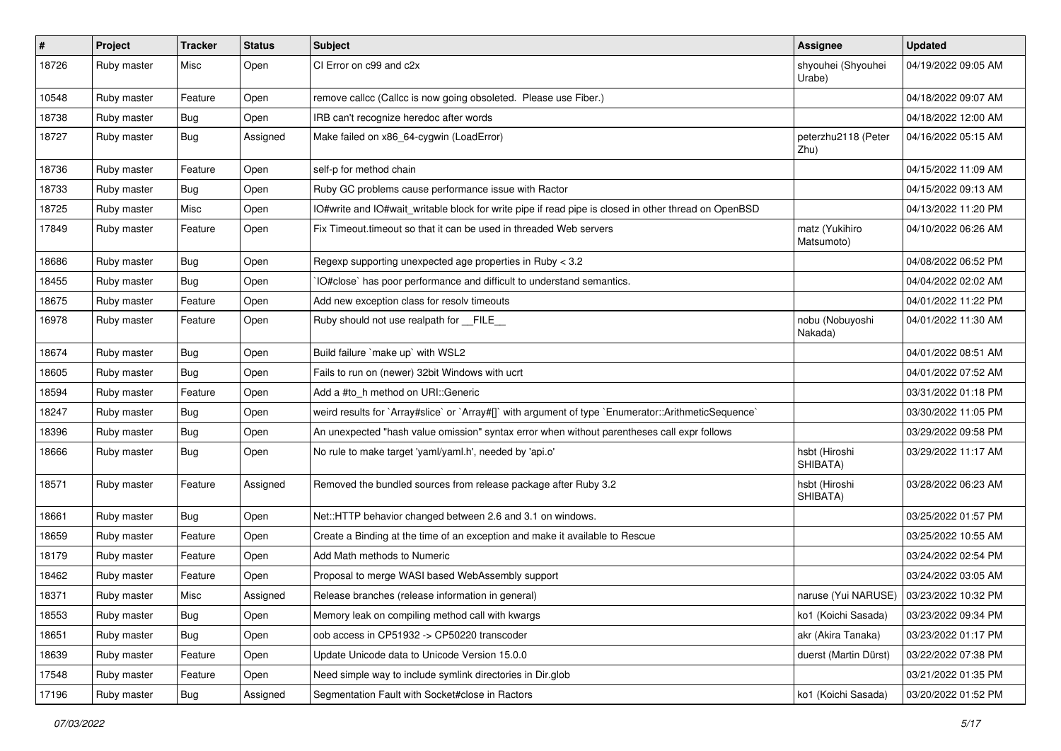| # | Project | Tracker | Status | Subject | Assignee | Updated |
|---|---|---|---|---|---|---|
| 18726 | Ruby master | Misc | Open | CI Error on c99 and c2x | shyouhei (Shyouhei Urabe) | 04/19/2022 09:05 AM |
| 10548 | Ruby master | Feature | Open | remove callcc (Callcc is now going obsoleted. Please use Fiber.) | | 04/18/2022 09:07 AM |
| 18738 | Ruby master | Bug | Open | IRB can't recognize heredoc after words | | 04/18/2022 12:00 AM |
| 18727 | Ruby master | Bug | Assigned | Make failed on x86_64-cygwin (LoadError) | peterzhu2118 (Peter Zhu) | 04/16/2022 05:15 AM |
| 18736 | Ruby master | Feature | Open | self-p for method chain | | 04/15/2022 11:09 AM |
| 18733 | Ruby master | Bug | Open | Ruby GC problems cause performance issue with Ractor | | 04/15/2022 09:13 AM |
| 18725 | Ruby master | Misc | Open | IO#write and IO#wait_writable block for write pipe if read pipe is closed in other thread on OpenBSD | | 04/13/2022 11:20 PM |
| 17849 | Ruby master | Feature | Open | Fix Timeout.timeout so that it can be used in threaded Web servers | matz (Yukihiro Matsumoto) | 04/10/2022 06:26 AM |
| 18686 | Ruby master | Bug | Open | Regexp supporting unexpected age properties in Ruby < 3.2 | | 04/08/2022 06:52 PM |
| 18455 | Ruby master | Bug | Open | `IO#close` has poor performance and difficult to understand semantics. | | 04/04/2022 02:02 AM |
| 18675 | Ruby master | Feature | Open | Add new exception class for resolv timeouts | | 04/01/2022 11:22 PM |
| 16978 | Ruby master | Feature | Open | Ruby should not use realpath for __FILE__ | nobu (Nobuyoshi Nakada) | 04/01/2022 11:30 AM |
| 18674 | Ruby master | Bug | Open | Build failure `make up` with WSL2 | | 04/01/2022 08:51 AM |
| 18605 | Ruby master | Bug | Open | Fails to run on (newer) 32bit Windows with ucrt | | 04/01/2022 07:52 AM |
| 18594 | Ruby master | Feature | Open | Add a #to_h method on URI::Generic | | 03/31/2022 01:18 PM |
| 18247 | Ruby master | Bug | Open | weird results for `Array#slice` or `Array#[]` with argument of type `Enumerator::ArithmeticSequence` | | 03/30/2022 11:05 PM |
| 18396 | Ruby master | Bug | Open | An unexpected "hash value omission" syntax error when without parentheses call expr follows | | 03/29/2022 09:58 PM |
| 18666 | Ruby master | Bug | Open | No rule to make target 'yaml/yaml.h', needed by 'api.o' | hsbt (Hiroshi SHIBATA) | 03/29/2022 11:17 AM |
| 18571 | Ruby master | Feature | Assigned | Removed the bundled sources from release package after Ruby 3.2 | hsbt (Hiroshi SHIBATA) | 03/28/2022 06:23 AM |
| 18661 | Ruby master | Bug | Open | Net::HTTP behavior changed between 2.6 and 3.1 on windows. | | 03/25/2022 01:57 PM |
| 18659 | Ruby master | Feature | Open | Create a Binding at the time of an exception and make it available to Rescue | | 03/25/2022 10:55 AM |
| 18179 | Ruby master | Feature | Open | Add Math methods to Numeric | | 03/24/2022 02:54 PM |
| 18462 | Ruby master | Feature | Open | Proposal to merge WASI based WebAssembly support | | 03/24/2022 03:05 AM |
| 18371 | Ruby master | Misc | Assigned | Release branches (release information in general) | naruse (Yui NARUSE) | 03/23/2022 10:32 PM |
| 18553 | Ruby master | Bug | Open | Memory leak on compiling method call with kwargs | ko1 (Koichi Sasada) | 03/23/2022 09:34 PM |
| 18651 | Ruby master | Bug | Open | oob access in CP51932 -> CP50220 transcoder | akr (Akira Tanaka) | 03/23/2022 01:17 PM |
| 18639 | Ruby master | Feature | Open | Update Unicode data to Unicode Version 15.0.0 | duerst (Martin Dürst) | 03/22/2022 07:38 PM |
| 17548 | Ruby master | Feature | Open | Need simple way to include symlink directories in Dir.glob | | 03/21/2022 01:35 PM |
| 17196 | Ruby master | Bug | Assigned | Segmentation Fault with Socket#close in Ractors | ko1 (Koichi Sasada) | 03/20/2022 01:52 PM |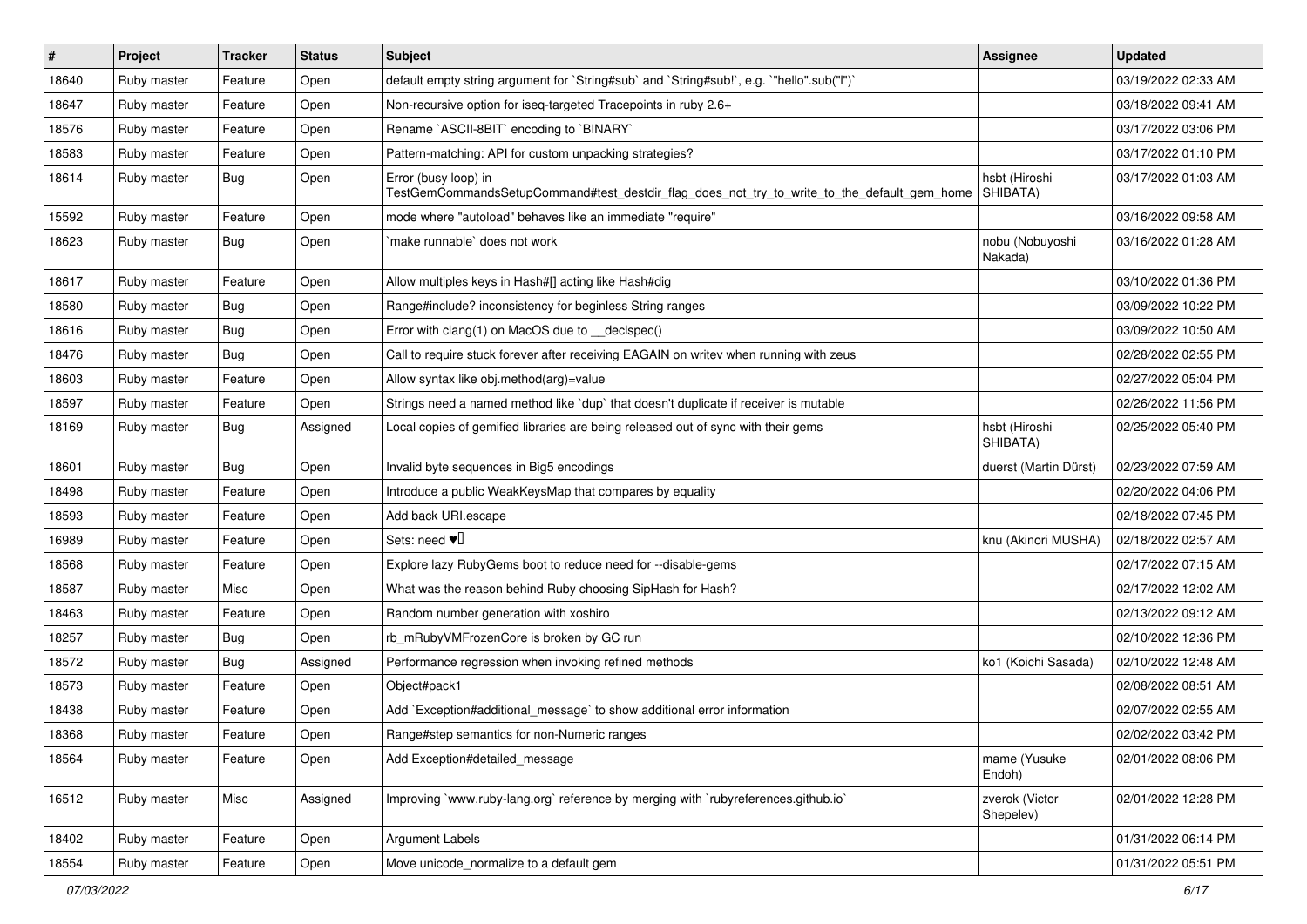| # | Project | Tracker | Status | Subject | Assignee | Updated |
|---|---|---|---|---|---|---|
| 18640 | Ruby master | Feature | Open | default empty string argument for `String#sub` and `String#sub!`, e.g. `"hello".sub("l")` | | 03/19/2022 02:33 AM |
| 18647 | Ruby master | Feature | Open | Non-recursive option for iseq-targeted Tracepoints in ruby 2.6+ | | 03/18/2022 09:41 AM |
| 18576 | Ruby master | Feature | Open | Rename `ASCII-8BIT` encoding to `BINARY` | | 03/17/2022 03:06 PM |
| 18583 | Ruby master | Feature | Open | Pattern-matching: API for custom unpacking strategies? | | 03/17/2022 01:10 PM |
| 18614 | Ruby master | Bug | Open | Error (busy loop) in TestGemCommandsSetupCommand#test_destdir_flag_does_not_try_to_write_to_the_default_gem_home | hsbt (Hiroshi SHIBATA) | 03/17/2022 01:03 AM |
| 15592 | Ruby master | Feature | Open | mode where "autoload" behaves like an immediate "require" | | 03/16/2022 09:58 AM |
| 18623 | Ruby master | Bug | Open | `make runnable` does not work | nobu (Nobuyoshi Nakada) | 03/16/2022 01:28 AM |
| 18617 | Ruby master | Feature | Open | Allow multiples keys in Hash#[] acting like Hash#dig | | 03/10/2022 01:36 PM |
| 18580 | Ruby master | Bug | Open | Range#include? inconsistency for beginless String ranges | | 03/09/2022 10:22 PM |
| 18616 | Ruby master | Bug | Open | Error with clang(1) on MacOS due to __declspec() | | 03/09/2022 10:50 AM |
| 18476 | Ruby master | Bug | Open | Call to require stuck forever after receiving EAGAIN on writev when running with zeus | | 02/28/2022 02:55 PM |
| 18603 | Ruby master | Feature | Open | Allow syntax like obj.method(arg)=value | | 02/27/2022 05:04 PM |
| 18597 | Ruby master | Feature | Open | Strings need a named method like `dup` that doesn't duplicate if receiver is mutable | | 02/26/2022 11:56 PM |
| 18169 | Ruby master | Bug | Assigned | Local copies of gemified libraries are being released out of sync with their gems | hsbt (Hiroshi SHIBATA) | 02/25/2022 05:40 PM |
| 18601 | Ruby master | Bug | Open | Invalid byte sequences in Big5 encodings | duerst (Martin Dürst) | 02/23/2022 07:59 AM |
| 18498 | Ruby master | Feature | Open | Introduce a public WeakKeysMap that compares by equality | | 02/20/2022 04:06 PM |
| 18593 | Ruby master | Feature | Open | Add back URI.escape | | 02/18/2022 07:45 PM |
| 16989 | Ruby master | Feature | Open | Sets: need ♥️ | knu (Akinori MUSHA) | 02/18/2022 02:57 AM |
| 18568 | Ruby master | Feature | Open | Explore lazy RubyGems boot to reduce need for --disable-gems | | 02/17/2022 07:15 AM |
| 18587 | Ruby master | Misc | Open | What was the reason behind Ruby choosing SipHash for Hash? | | 02/17/2022 12:02 AM |
| 18463 | Ruby master | Feature | Open | Random number generation with xoshiro | | 02/13/2022 09:12 AM |
| 18257 | Ruby master | Bug | Open | rb_mRubyVMFrozenCore is broken by GC run | | 02/10/2022 12:36 PM |
| 18572 | Ruby master | Bug | Assigned | Performance regression when invoking refined methods | ko1 (Koichi Sasada) | 02/10/2022 12:48 AM |
| 18573 | Ruby master | Feature | Open | Object#pack1 | | 02/08/2022 08:51 AM |
| 18438 | Ruby master | Feature | Open | Add `Exception#additional_message` to show additional error information | | 02/07/2022 02:55 AM |
| 18368 | Ruby master | Feature | Open | Range#step semantics for non-Numeric ranges | | 02/02/2022 03:42 PM |
| 18564 | Ruby master | Feature | Open | Add Exception#detailed_message | mame (Yusuke Endoh) | 02/01/2022 08:06 PM |
| 16512 | Ruby master | Misc | Assigned | Improving `www.ruby-lang.org` reference by merging with `rubyreferences.github.io` | zverok (Victor Shepelev) | 02/01/2022 12:28 PM |
| 18402 | Ruby master | Feature | Open | Argument Labels | | 01/31/2022 06:14 PM |
| 18554 | Ruby master | Feature | Open | Move unicode_normalize to a default gem | | 01/31/2022 05:51 PM |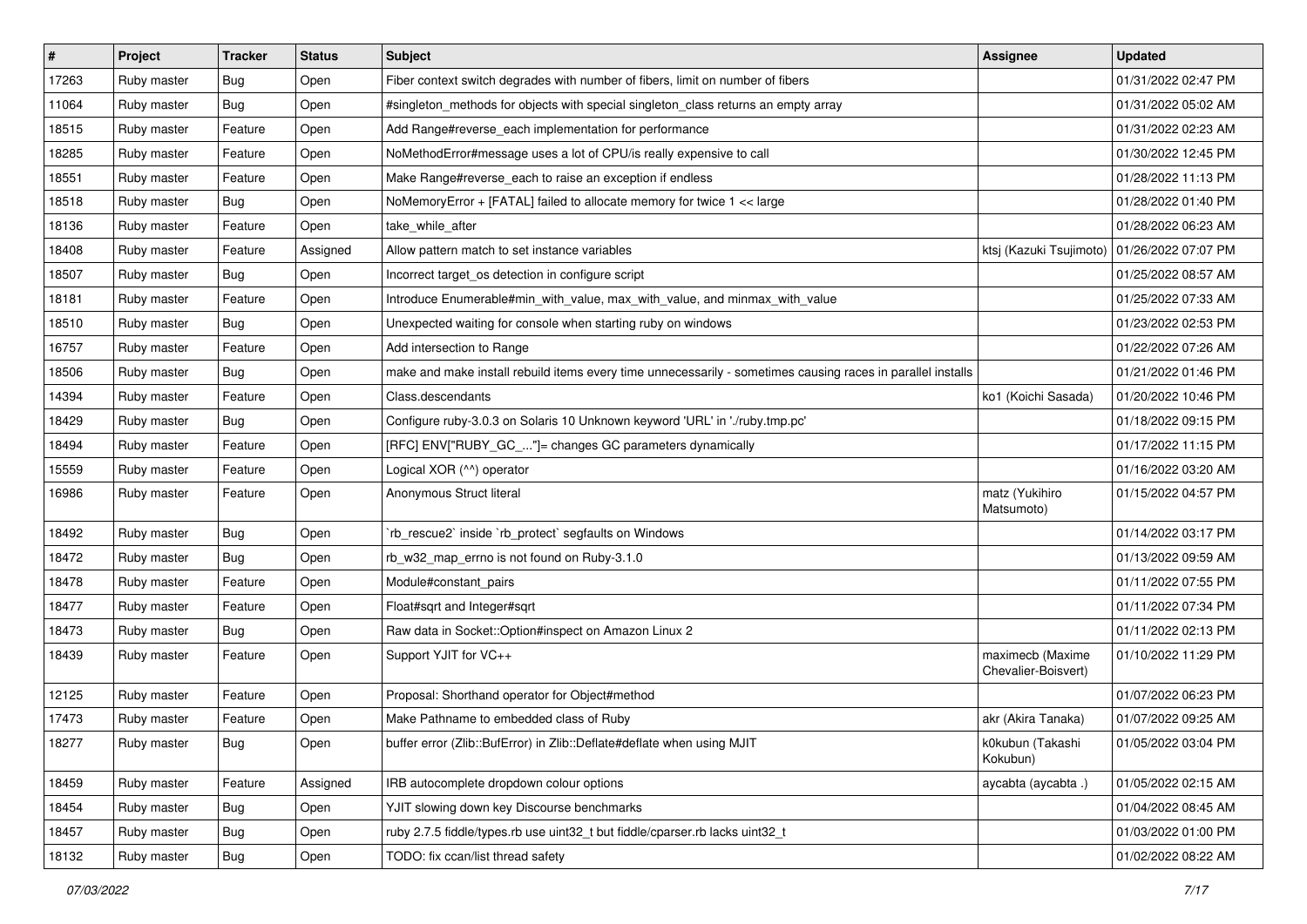| # | Project | Tracker | Status | Subject | Assignee | Updated |
|---|---|---|---|---|---|---|
| 17263 | Ruby master | Bug | Open | Fiber context switch degrades with number of fibers, limit on number of fibers | | 01/31/2022 02:47 PM |
| 11064 | Ruby master | Bug | Open | #singleton_methods for objects with special singleton_class returns an empty array | | 01/31/2022 05:02 AM |
| 18515 | Ruby master | Feature | Open | Add Range#reverse_each implementation for performance | | 01/31/2022 02:23 AM |
| 18285 | Ruby master | Feature | Open | NoMethodError#message uses a lot of CPU/is really expensive to call | | 01/30/2022 12:45 PM |
| 18551 | Ruby master | Feature | Open | Make Range#reverse_each to raise an exception if endless | | 01/28/2022 11:13 PM |
| 18518 | Ruby master | Bug | Open | NoMemoryError + [FATAL] failed to allocate memory for twice 1 << large | | 01/28/2022 01:40 PM |
| 18136 | Ruby master | Feature | Open | take_while_after | | 01/28/2022 06:23 AM |
| 18408 | Ruby master | Feature | Assigned | Allow pattern match to set instance variables | ktsj (Kazuki Tsujimoto) | 01/26/2022 07:07 PM |
| 18507 | Ruby master | Bug | Open | Incorrect target_os detection in configure script | | 01/25/2022 08:57 AM |
| 18181 | Ruby master | Feature | Open | Introduce Enumerable#min_with_value, max_with_value, and minmax_with_value | | 01/25/2022 07:33 AM |
| 18510 | Ruby master | Bug | Open | Unexpected waiting for console when starting ruby on windows | | 01/23/2022 02:53 PM |
| 16757 | Ruby master | Feature | Open | Add intersection to Range | | 01/22/2022 07:26 AM |
| 18506 | Ruby master | Bug | Open | make and make install rebuild items every time unnecessarily - sometimes causing races in parallel installs | | 01/21/2022 01:46 PM |
| 14394 | Ruby master | Feature | Open | Class.descendants | ko1 (Koichi Sasada) | 01/20/2022 10:46 PM |
| 18429 | Ruby master | Bug | Open | Configure ruby-3.0.3 on Solaris 10 Unknown keyword 'URL' in './ruby.tmp.pc' | | 01/18/2022 09:15 PM |
| 18494 | Ruby master | Feature | Open | [RFC] ENV["RUBY_GC_..."]= changes GC parameters dynamically | | 01/17/2022 11:15 PM |
| 15559 | Ruby master | Feature | Open | Logical XOR (^^) operator | | 01/16/2022 03:20 AM |
| 16986 | Ruby master | Feature | Open | Anonymous Struct literal | matz (Yukihiro Matsumoto) | 01/15/2022 04:57 PM |
| 18492 | Ruby master | Bug | Open | `rb_rescue2` inside `rb_protect` segfaults on Windows | | 01/14/2022 03:17 PM |
| 18472 | Ruby master | Bug | Open | rb_w32_map_errno is not found on Ruby-3.1.0 | | 01/13/2022 09:59 AM |
| 18478 | Ruby master | Feature | Open | Module#constant_pairs | | 01/11/2022 07:55 PM |
| 18477 | Ruby master | Feature | Open | Float#sqrt and Integer#sqrt | | 01/11/2022 07:34 PM |
| 18473 | Ruby master | Bug | Open | Raw data in Socket::Option#inspect on Amazon Linux 2 | | 01/11/2022 02:13 PM |
| 18439 | Ruby master | Feature | Open | Support YJIT for VC++ | maximecb (Maxime Chevalier-Boisvert) | 01/10/2022 11:29 PM |
| 12125 | Ruby master | Feature | Open | Proposal: Shorthand operator for Object#method | | 01/07/2022 06:23 PM |
| 17473 | Ruby master | Feature | Open | Make Pathname to embedded class of Ruby | akr (Akira Tanaka) | 01/07/2022 09:25 AM |
| 18277 | Ruby master | Bug | Open | buffer error (Zlib::BufError) in Zlib::Deflate#deflate when using MJIT | k0kubun (Takashi Kokubun) | 01/05/2022 03:04 PM |
| 18459 | Ruby master | Feature | Assigned | IRB autocomplete dropdown colour options | aycabta (aycabta .) | 01/05/2022 02:15 AM |
| 18454 | Ruby master | Bug | Open | YJIT slowing down key Discourse benchmarks | | 01/04/2022 08:45 AM |
| 18457 | Ruby master | Bug | Open | ruby 2.7.5 fiddle/types.rb use uint32_t but fiddle/cparser.rb lacks uint32_t | | 01/03/2022 01:00 PM |
| 18132 | Ruby master | Bug | Open | TODO: fix ccan/list thread safety | | 01/02/2022 08:22 AM |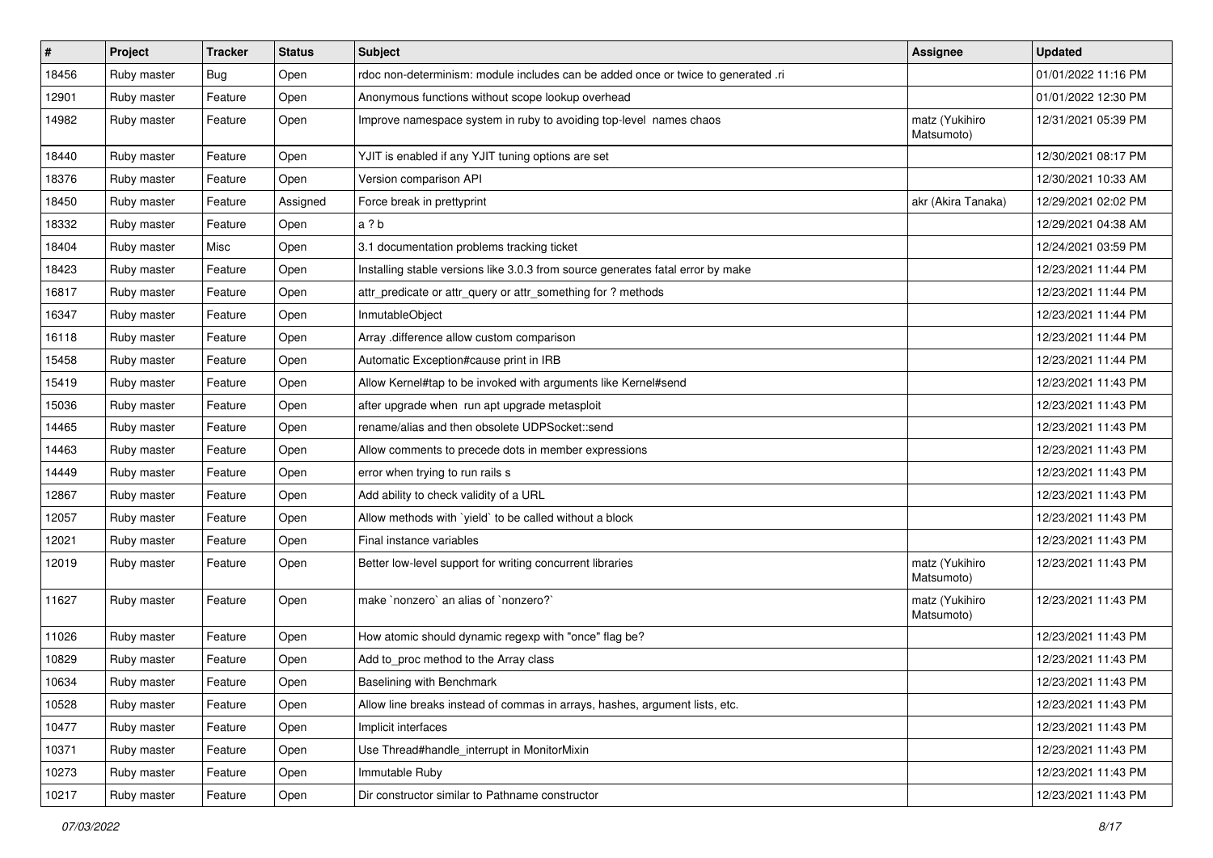| # | Project | Tracker | Status | Subject | Assignee | Updated |
|---|---|---|---|---|---|---|
| 18456 | Ruby master | Bug | Open | rdoc non-determinism: module includes can be added once or twice to generated .ri | | 01/01/2022 11:16 PM |
| 12901 | Ruby master | Feature | Open | Anonymous functions without scope lookup overhead | | 01/01/2022 12:30 PM |
| 14982 | Ruby master | Feature | Open | Improve namespace system in ruby to avoiding top-level names chaos | matz (Yukihiro Matsumoto) | 12/31/2021 05:39 PM |
| 18440 | Ruby master | Feature | Open | YJIT is enabled if any YJIT tuning options are set | | 12/30/2021 08:17 PM |
| 18376 | Ruby master | Feature | Open | Version comparison API | | 12/30/2021 10:33 AM |
| 18450 | Ruby master | Feature | Assigned | Force break in prettyprint | akr (Akira Tanaka) | 12/29/2021 02:02 PM |
| 18332 | Ruby master | Feature | Open | a ? b | | 12/29/2021 04:38 AM |
| 18404 | Ruby master | Misc | Open | 3.1 documentation problems tracking ticket | | 12/24/2021 03:59 PM |
| 18423 | Ruby master | Feature | Open | Installing stable versions like 3.0.3 from source generates fatal error by make | | 12/23/2021 11:44 PM |
| 16817 | Ruby master | Feature | Open | attr_predicate or attr_query or attr_something for ? methods | | 12/23/2021 11:44 PM |
| 16347 | Ruby master | Feature | Open | InmutableObject | | 12/23/2021 11:44 PM |
| 16118 | Ruby master | Feature | Open | Array .difference allow custom comparison | | 12/23/2021 11:44 PM |
| 15458 | Ruby master | Feature | Open | Automatic Exception#cause print in IRB | | 12/23/2021 11:44 PM |
| 15419 | Ruby master | Feature | Open | Allow Kernel#tap to be invoked with arguments like Kernel#send | | 12/23/2021 11:43 PM |
| 15036 | Ruby master | Feature | Open | after upgrade when run apt upgrade metasploit | | 12/23/2021 11:43 PM |
| 14465 | Ruby master | Feature | Open | rename/alias and then obsolete UDPSocket::send | | 12/23/2021 11:43 PM |
| 14463 | Ruby master | Feature | Open | Allow comments to precede dots in member expressions | | 12/23/2021 11:43 PM |
| 14449 | Ruby master | Feature | Open | error when trying to run rails s | | 12/23/2021 11:43 PM |
| 12867 | Ruby master | Feature | Open | Add ability to check validity of a URL | | 12/23/2021 11:43 PM |
| 12057 | Ruby master | Feature | Open | Allow methods with `yield` to be called without a block | | 12/23/2021 11:43 PM |
| 12021 | Ruby master | Feature | Open | Final instance variables | | 12/23/2021 11:43 PM |
| 12019 | Ruby master | Feature | Open | Better low-level support for writing concurrent libraries | matz (Yukihiro Matsumoto) | 12/23/2021 11:43 PM |
| 11627 | Ruby master | Feature | Open | make `nonzero` an alias of `nonzero?` | matz (Yukihiro Matsumoto) | 12/23/2021 11:43 PM |
| 11026 | Ruby master | Feature | Open | How atomic should dynamic regexp with "once" flag be? | | 12/23/2021 11:43 PM |
| 10829 | Ruby master | Feature | Open | Add to_proc method to the Array class | | 12/23/2021 11:43 PM |
| 10634 | Ruby master | Feature | Open | Baselining with Benchmark | | 12/23/2021 11:43 PM |
| 10528 | Ruby master | Feature | Open | Allow line breaks instead of commas in arrays, hashes, argument lists, etc. | | 12/23/2021 11:43 PM |
| 10477 | Ruby master | Feature | Open | Implicit interfaces | | 12/23/2021 11:43 PM |
| 10371 | Ruby master | Feature | Open | Use Thread#handle_interrupt in MonitorMixin | | 12/23/2021 11:43 PM |
| 10273 | Ruby master | Feature | Open | Immutable Ruby | | 12/23/2021 11:43 PM |
| 10217 | Ruby master | Feature | Open | Dir constructor similar to Pathname constructor | | 12/23/2021 11:43 PM |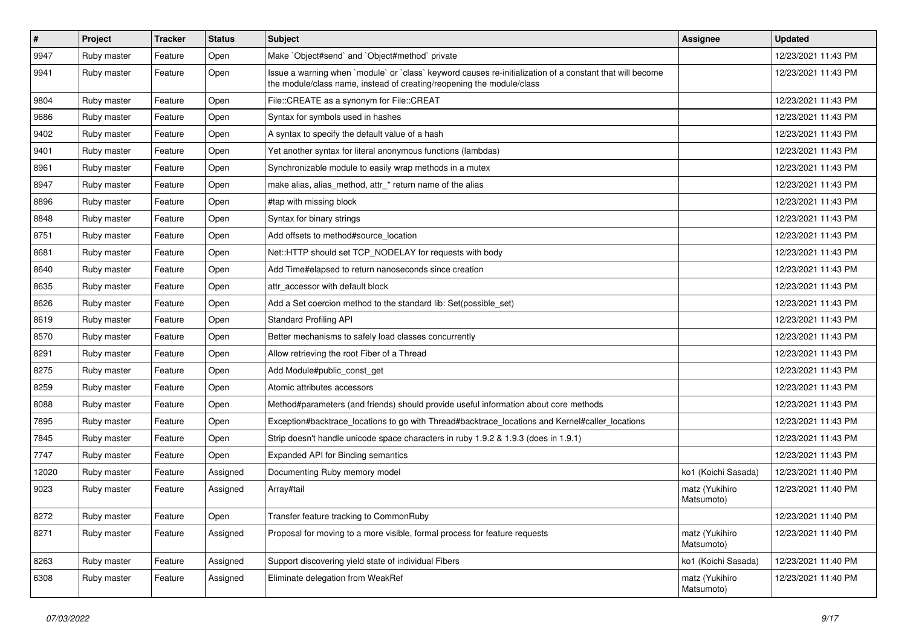| # | Project | Tracker | Status | Subject | Assignee | Updated |
| --- | --- | --- | --- | --- | --- | --- |
| 9947 | Ruby master | Feature | Open | Make `Object#send` and `Object#method` private | | 12/23/2021 11:43 PM |
| 9941 | Ruby master | Feature | Open | Issue a warning when `module` or `class` keyword causes re-initialization of a constant that will become the module/class name, instead of creating/reopening the module/class | | 12/23/2021 11:43 PM |
| 9804 | Ruby master | Feature | Open | File::CREATE as a synonym for File::CREAT | | 12/23/2021 11:43 PM |
| 9686 | Ruby master | Feature | Open | Syntax for symbols used in hashes | | 12/23/2021 11:43 PM |
| 9402 | Ruby master | Feature | Open | A syntax to specify the default value of a hash | | 12/23/2021 11:43 PM |
| 9401 | Ruby master | Feature | Open | Yet another syntax for literal anonymous functions (lambdas) | | 12/23/2021 11:43 PM |
| 8961 | Ruby master | Feature | Open | Synchronizable module to easily wrap methods in a mutex | | 12/23/2021 11:43 PM |
| 8947 | Ruby master | Feature | Open | make alias, alias_method, attr_* return name of the alias | | 12/23/2021 11:43 PM |
| 8896 | Ruby master | Feature | Open | #tap with missing block | | 12/23/2021 11:43 PM |
| 8848 | Ruby master | Feature | Open | Syntax for binary strings | | 12/23/2021 11:43 PM |
| 8751 | Ruby master | Feature | Open | Add offsets to method#source_location | | 12/23/2021 11:43 PM |
| 8681 | Ruby master | Feature | Open | Net::HTTP should set TCP_NODELAY for requests with body | | 12/23/2021 11:43 PM |
| 8640 | Ruby master | Feature | Open | Add Time#elapsed to return nanoseconds since creation | | 12/23/2021 11:43 PM |
| 8635 | Ruby master | Feature | Open | attr_accessor with default block | | 12/23/2021 11:43 PM |
| 8626 | Ruby master | Feature | Open | Add a Set coercion method to the standard lib: Set(possible_set) | | 12/23/2021 11:43 PM |
| 8619 | Ruby master | Feature | Open | Standard Profiling API | | 12/23/2021 11:43 PM |
| 8570 | Ruby master | Feature | Open | Better mechanisms to safely load classes concurrently | | 12/23/2021 11:43 PM |
| 8291 | Ruby master | Feature | Open | Allow retrieving the root Fiber of a Thread | | 12/23/2021 11:43 PM |
| 8275 | Ruby master | Feature | Open | Add Module#public_const_get | | 12/23/2021 11:43 PM |
| 8259 | Ruby master | Feature | Open | Atomic attributes accessors | | 12/23/2021 11:43 PM |
| 8088 | Ruby master | Feature | Open | Method#parameters (and friends) should provide useful information about core methods | | 12/23/2021 11:43 PM |
| 7895 | Ruby master | Feature | Open | Exception#backtrace_locations to go with Thread#backtrace_locations and Kernel#caller_locations | | 12/23/2021 11:43 PM |
| 7845 | Ruby master | Feature | Open | Strip doesn't handle unicode space characters in ruby 1.9.2 & 1.9.3 (does in 1.9.1) | | 12/23/2021 11:43 PM |
| 7747 | Ruby master | Feature | Open | Expanded API for Binding semantics | | 12/23/2021 11:43 PM |
| 12020 | Ruby master | Feature | Assigned | Documenting Ruby memory model | ko1 (Koichi Sasada) | 12/23/2021 11:40 PM |
| 9023 | Ruby master | Feature | Assigned | Array#tail | matz (Yukihiro Matsumoto) | 12/23/2021 11:40 PM |
| 8272 | Ruby master | Feature | Open | Transfer feature tracking to CommonRuby | | 12/23/2021 11:40 PM |
| 8271 | Ruby master | Feature | Assigned | Proposal for moving to a more visible, formal process for feature requests | matz (Yukihiro Matsumoto) | 12/23/2021 11:40 PM |
| 8263 | Ruby master | Feature | Assigned | Support discovering yield state of individual Fibers | ko1 (Koichi Sasada) | 12/23/2021 11:40 PM |
| 6308 | Ruby master | Feature | Assigned | Eliminate delegation from WeakRef | matz (Yukihiro Matsumoto) | 12/23/2021 11:40 PM |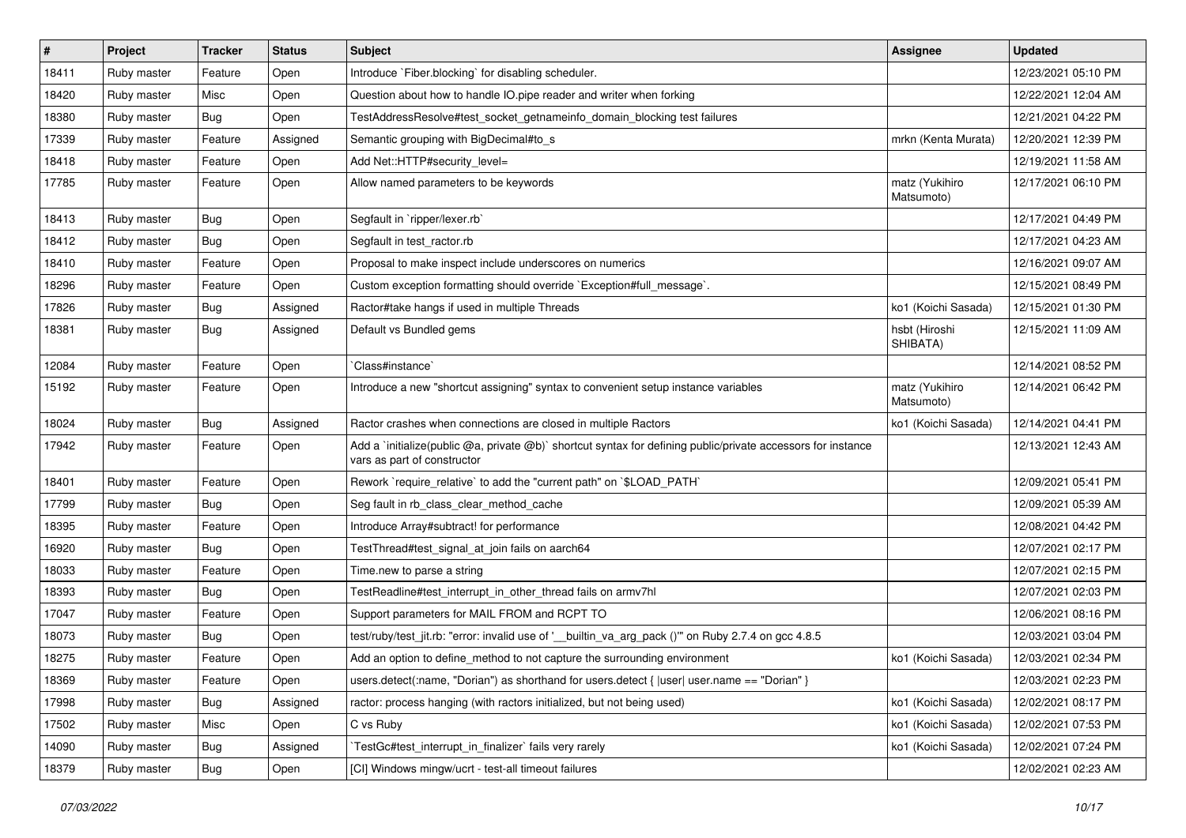| # | Project | Tracker | Status | Subject | Assignee | Updated |
|---|---|---|---|---|---|---|
| 18411 | Ruby master | Feature | Open | Introduce `Fiber.blocking` for disabling scheduler. | | 12/23/2021 05:10 PM |
| 18420 | Ruby master | Misc | Open | Question about how to handle IO.pipe reader and writer when forking | | 12/22/2021 12:04 AM |
| 18380 | Ruby master | Bug | Open | TestAddressResolve#test_socket_getnameinfo_domain_blocking test failures | | 12/21/2021 04:22 PM |
| 17339 | Ruby master | Feature | Assigned | Semantic grouping with BigDecimal#to_s | mrkn (Kenta Murata) | 12/20/2021 12:39 PM |
| 18418 | Ruby master | Feature | Open | Add Net::HTTP#security_level= | | 12/19/2021 11:58 AM |
| 17785 | Ruby master | Feature | Open | Allow named parameters to be keywords | matz (Yukihiro Matsumoto) | 12/17/2021 06:10 PM |
| 18413 | Ruby master | Bug | Open | Segfault in `ripper/lexer.rb` | | 12/17/2021 04:49 PM |
| 18412 | Ruby master | Bug | Open | Segfault in test_ractor.rb | | 12/17/2021 04:23 AM |
| 18410 | Ruby master | Feature | Open | Proposal to make inspect include underscores on numerics | | 12/16/2021 09:07 AM |
| 18296 | Ruby master | Feature | Open | Custom exception formatting should override `Exception#full_message`. | | 12/15/2021 08:49 PM |
| 17826 | Ruby master | Bug | Assigned | Ractor#take hangs if used in multiple Threads | ko1 (Koichi Sasada) | 12/15/2021 01:30 PM |
| 18381 | Ruby master | Bug | Assigned | Default vs Bundled gems | hsbt (Hiroshi SHIBATA) | 12/15/2021 11:09 AM |
| 12084 | Ruby master | Feature | Open | `Class#instance` | | 12/14/2021 08:52 PM |
| 15192 | Ruby master | Feature | Open | Introduce a new "shortcut assigning" syntax to convenient setup instance variables | matz (Yukihiro Matsumoto) | 12/14/2021 06:42 PM |
| 18024 | Ruby master | Bug | Assigned | Ractor crashes when connections are closed in multiple Ractors | ko1 (Koichi Sasada) | 12/14/2021 04:41 PM |
| 17942 | Ruby master | Feature | Open | Add a `initialize(public @a, private @b)` shortcut syntax for defining public/private accessors for instance vars as part of constructor | | 12/13/2021 12:43 AM |
| 18401 | Ruby master | Feature | Open | Rework `require_relative` to add the "current path" on `$LOAD_PATH` | | 12/09/2021 05:41 PM |
| 17799 | Ruby master | Bug | Open | Seg fault in rb_class_clear_method_cache | | 12/09/2021 05:39 AM |
| 18395 | Ruby master | Feature | Open | Introduce Array#subtract! for performance | | 12/08/2021 04:42 PM |
| 16920 | Ruby master | Bug | Open | TestThread#test_signal_at_join fails on aarch64 | | 12/07/2021 02:17 PM |
| 18033 | Ruby master | Feature | Open | Time.new to parse a string | | 12/07/2021 02:15 PM |
| 18393 | Ruby master | Bug | Open | TestReadline#test_interrupt_in_other_thread fails on armv7hl | | 12/07/2021 02:03 PM |
| 17047 | Ruby master | Feature | Open | Support parameters for MAIL FROM and RCPT TO | | 12/06/2021 08:16 PM |
| 18073 | Ruby master | Bug | Open | test/ruby/test_jit.rb: "error: invalid use of '__builtin_va_arg_pack ()'" on Ruby 2.7.4 on gcc 4.8.5 | | 12/03/2021 03:04 PM |
| 18275 | Ruby master | Feature | Open | Add an option to define_method to not capture the surrounding environment | ko1 (Koichi Sasada) | 12/03/2021 02:34 PM |
| 18369 | Ruby master | Feature | Open | users.detect(:name, "Dorian") as shorthand for users.detect { \|user\| user.name == "Dorian" } | | 12/03/2021 02:23 PM |
| 17998 | Ruby master | Bug | Assigned | ractor: process hanging (with ractors initialized, but not being used) | ko1 (Koichi Sasada) | 12/02/2021 08:17 PM |
| 17502 | Ruby master | Misc | Open | C vs Ruby | ko1 (Koichi Sasada) | 12/02/2021 07:53 PM |
| 14090 | Ruby master | Bug | Assigned | `TestGc#test_interrupt_in_finalizer` fails very rarely | ko1 (Koichi Sasada) | 12/02/2021 07:24 PM |
| 18379 | Ruby master | Bug | Open | [CI] Windows mingw/ucrt - test-all timeout failures | | 12/02/2021 02:23 AM |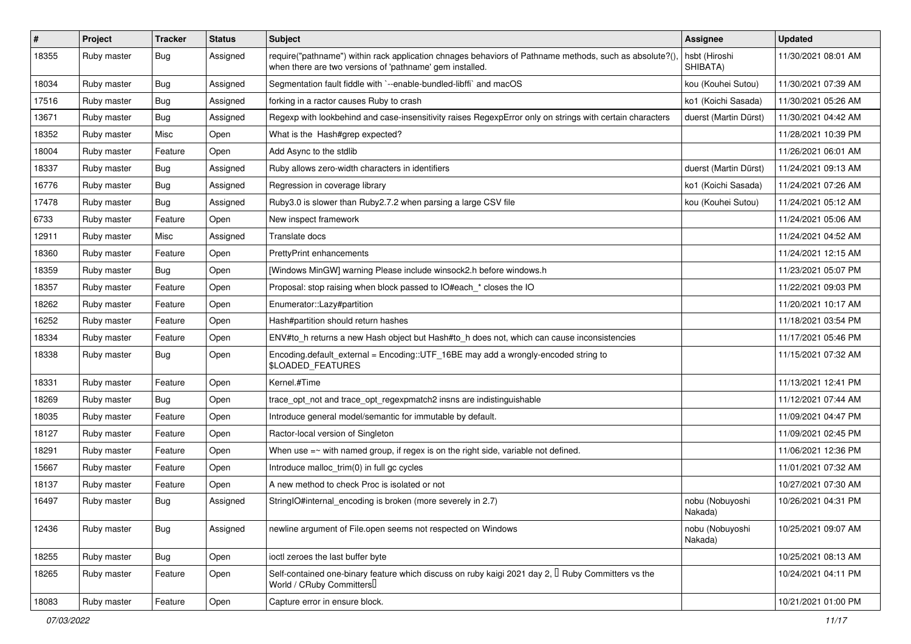| # | Project | Tracker | Status | Subject | Assignee | Updated |
| --- | --- | --- | --- | --- | --- | --- |
| 18355 | Ruby master | Bug | Assigned | require("pathname") within rack application chnages behaviors of Pathname methods, such as absolute?(), when there are two versions of 'pathname' gem installed. | hsbt (Hiroshi SHIBATA) | 11/30/2021 08:01 AM |
| 18034 | Ruby master | Bug | Assigned | Segmentation fault fiddle with `--enable-bundled-libffi` and macOS | kou (Kouhei Sutou) | 11/30/2021 07:39 AM |
| 17516 | Ruby master | Bug | Assigned | forking in a ractor causes Ruby to crash | ko1 (Koichi Sasada) | 11/30/2021 05:26 AM |
| 13671 | Ruby master | Bug | Assigned | Regexp with lookbehind and case-insensitivity raises RegexpError only on strings with certain characters | duerst (Martin Dürst) | 11/30/2021 04:42 AM |
| 18352 | Ruby master | Misc | Open | What is the Hash#grep expected? | | 11/28/2021 10:39 PM |
| 18004 | Ruby master | Feature | Open | Add Async to the stdlib | | 11/26/2021 06:01 AM |
| 18337 | Ruby master | Bug | Assigned | Ruby allows zero-width characters in identifiers | duerst (Martin Dürst) | 11/24/2021 09:13 AM |
| 16776 | Ruby master | Bug | Assigned | Regression in coverage library | ko1 (Koichi Sasada) | 11/24/2021 07:26 AM |
| 17478 | Ruby master | Bug | Assigned | Ruby3.0 is slower than Ruby2.7.2 when parsing a large CSV file | kou (Kouhei Sutou) | 11/24/2021 05:12 AM |
| 6733 | Ruby master | Feature | Open | New inspect framework | | 11/24/2021 05:06 AM |
| 12911 | Ruby master | Misc | Assigned | Translate docs | | 11/24/2021 04:52 AM |
| 18360 | Ruby master | Feature | Open | PrettyPrint enhancements | | 11/24/2021 12:15 AM |
| 18359 | Ruby master | Bug | Open | [Windows MinGW] warning Please include winsock2.h before windows.h | | 11/23/2021 05:07 PM |
| 18357 | Ruby master | Feature | Open | Proposal: stop raising when block passed to IO#each_* closes the IO | | 11/22/2021 09:03 PM |
| 18262 | Ruby master | Feature | Open | Enumerator::Lazy#partition | | 11/20/2021 10:17 AM |
| 16252 | Ruby master | Feature | Open | Hash#partition should return hashes | | 11/18/2021 03:54 PM |
| 18334 | Ruby master | Feature | Open | ENV#to_h returns a new Hash object but Hash#to_h does not, which can cause inconsistencies | | 11/17/2021 05:46 PM |
| 18338 | Ruby master | Bug | Open | Encoding.default_external = Encoding::UTF_16BE may add a wrongly-encoded string to $LOADED_FEATURES | | 11/15/2021 07:32 AM |
| 18331 | Ruby master | Feature | Open | Kernel.#Time | | 11/13/2021 12:41 PM |
| 18269 | Ruby master | Bug | Open | trace_opt_not and trace_opt_regexpmatch2 insns are indistinguishable | | 11/12/2021 07:44 AM |
| 18035 | Ruby master | Feature | Open | Introduce general model/semantic for immutable by default. | | 11/09/2021 04:47 PM |
| 18127 | Ruby master | Feature | Open | Ractor-local version of Singleton | | 11/09/2021 02:45 PM |
| 18291 | Ruby master | Feature | Open | When use =~ with named group, if regex is on the right side, variable not defined. | | 11/06/2021 12:36 PM |
| 15667 | Ruby master | Feature | Open | Introduce malloc_trim(0) in full gc cycles | | 11/01/2021 07:32 AM |
| 18137 | Ruby master | Feature | Open | A new method to check Proc is isolated or not | | 10/27/2021 07:30 AM |
| 16497 | Ruby master | Bug | Assigned | StringIO#internal_encoding is broken (more severely in 2.7) | nobu (Nobuyoshi Nakada) | 10/26/2021 04:31 PM |
| 12436 | Ruby master | Bug | Assigned | newline argument of File.open seems not respected on Windows | nobu (Nobuyoshi Nakada) | 10/25/2021 09:07 AM |
| 18255 | Ruby master | Bug | Open | ioctl zeroes the last buffer byte | | 10/25/2021 08:13 AM |
| 18265 | Ruby master | Feature | Open | Self-contained one-binary feature which discuss on ruby kaigi 2021 day 2, 「Ruby Committers vs the World / CRuby Committers」 | | 10/24/2021 04:11 PM |
| 18083 | Ruby master | Feature | Open | Capture error in ensure block. | | 10/21/2021 01:00 PM |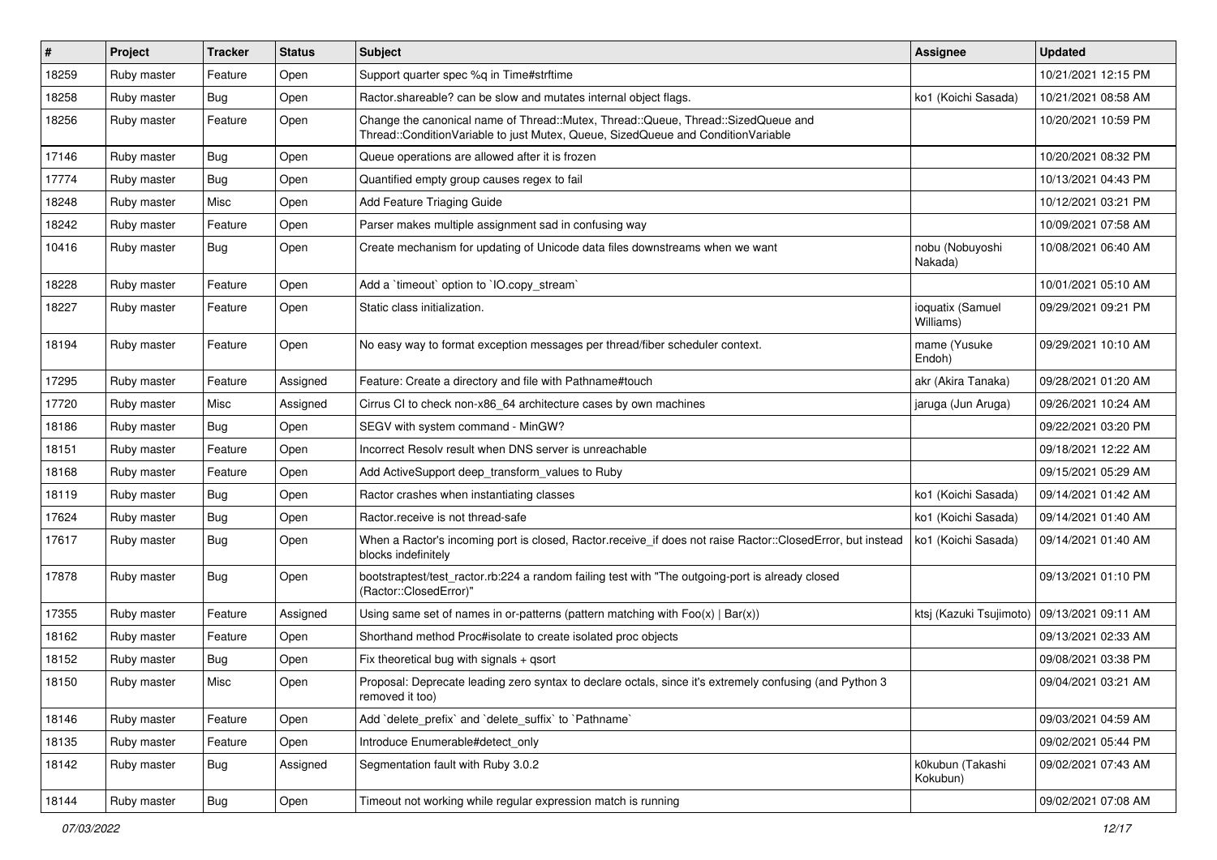| # | Project | Tracker | Status | Subject | Assignee | Updated |
| --- | --- | --- | --- | --- | --- | --- |
| 18259 | Ruby master | Feature | Open | Support quarter spec %q in Time#strftime | | 10/21/2021 12:15 PM |
| 18258 | Ruby master | Bug | Open | Ractor.shareable? can be slow and mutates internal object flags. | ko1 (Koichi Sasada) | 10/21/2021 08:58 AM |
| 18256 | Ruby master | Feature | Open | Change the canonical name of Thread::Mutex, Thread::Queue, Thread::SizedQueue and Thread::ConditionVariable to just Mutex, Queue, SizedQueue and ConditionVariable | | 10/20/2021 10:59 PM |
| 17146 | Ruby master | Bug | Open | Queue operations are allowed after it is frozen | | 10/20/2021 08:32 PM |
| 17774 | Ruby master | Bug | Open | Quantified empty group causes regex to fail | | 10/13/2021 04:43 PM |
| 18248 | Ruby master | Misc | Open | Add Feature Triaging Guide | | 10/12/2021 03:21 PM |
| 18242 | Ruby master | Feature | Open | Parser makes multiple assignment sad in confusing way | | 10/09/2021 07:58 AM |
| 10416 | Ruby master | Bug | Open | Create mechanism for updating of Unicode data files downstreams when we want | nobu (Nobuyoshi Nakada) | 10/08/2021 06:40 AM |
| 18228 | Ruby master | Feature | Open | Add a `timeout` option to `IO.copy_stream` | | 10/01/2021 05:10 AM |
| 18227 | Ruby master | Feature | Open | Static class initialization. | ioquatix (Samuel Williams) | 09/29/2021 09:21 PM |
| 18194 | Ruby master | Feature | Open | No easy way to format exception messages per thread/fiber scheduler context. | mame (Yusuke Endoh) | 09/29/2021 10:10 AM |
| 17295 | Ruby master | Feature | Assigned | Feature: Create a directory and file with Pathname#touch | akr (Akira Tanaka) | 09/28/2021 01:20 AM |
| 17720 | Ruby master | Misc | Assigned | Cirrus CI to check non-x86_64 architecture cases by own machines | jaruga (Jun Aruga) | 09/26/2021 10:24 AM |
| 18186 | Ruby master | Bug | Open | SEGV with system command - MinGW? | | 09/22/2021 03:20 PM |
| 18151 | Ruby master | Feature | Open | Incorrect Resolv result when DNS server is unreachable | | 09/18/2021 12:22 AM |
| 18168 | Ruby master | Feature | Open | Add ActiveSupport deep_transform_values to Ruby | | 09/15/2021 05:29 AM |
| 18119 | Ruby master | Bug | Open | Ractor crashes when instantiating classes | ko1 (Koichi Sasada) | 09/14/2021 01:42 AM |
| 17624 | Ruby master | Bug | Open | Ractor.receive is not thread-safe | ko1 (Koichi Sasada) | 09/14/2021 01:40 AM |
| 17617 | Ruby master | Bug | Open | When a Ractor's incoming port is closed, Ractor.receive_if does not raise Ractor::ClosedError, but instead blocks indefinitely | ko1 (Koichi Sasada) | 09/14/2021 01:40 AM |
| 17878 | Ruby master | Bug | Open | bootstraptest/test_ractor.rb:224 a random failing test with "The outgoing-port is already closed (Ractor::ClosedError)" | | 09/13/2021 01:10 PM |
| 17355 | Ruby master | Feature | Assigned | Using same set of names in or-patterns (pattern matching with Foo(x) \| Bar(x)) | ktsj (Kazuki Tsujimoto) | 09/13/2021 09:11 AM |
| 18162 | Ruby master | Feature | Open | Shorthand method Proc#isolate to create isolated proc objects | | 09/13/2021 02:33 AM |
| 18152 | Ruby master | Bug | Open | Fix theoretical bug with signals + qsort | | 09/08/2021 03:38 PM |
| 18150 | Ruby master | Misc | Open | Proposal: Deprecate leading zero syntax to declare octals, since it's extremely confusing (and Python 3 removed it too) | | 09/04/2021 03:21 AM |
| 18146 | Ruby master | Feature | Open | Add `delete_prefix` and `delete_suffix` to `Pathname` | | 09/03/2021 04:59 AM |
| 18135 | Ruby master | Feature | Open | Introduce Enumerable#detect_only | | 09/02/2021 05:44 PM |
| 18142 | Ruby master | Bug | Assigned | Segmentation fault with Ruby 3.0.2 | k0kubun (Takashi Kokubun) | 09/02/2021 07:43 AM |
| 18144 | Ruby master | Bug | Open | Timeout not working while regular expression match is running | | 09/02/2021 07:08 AM |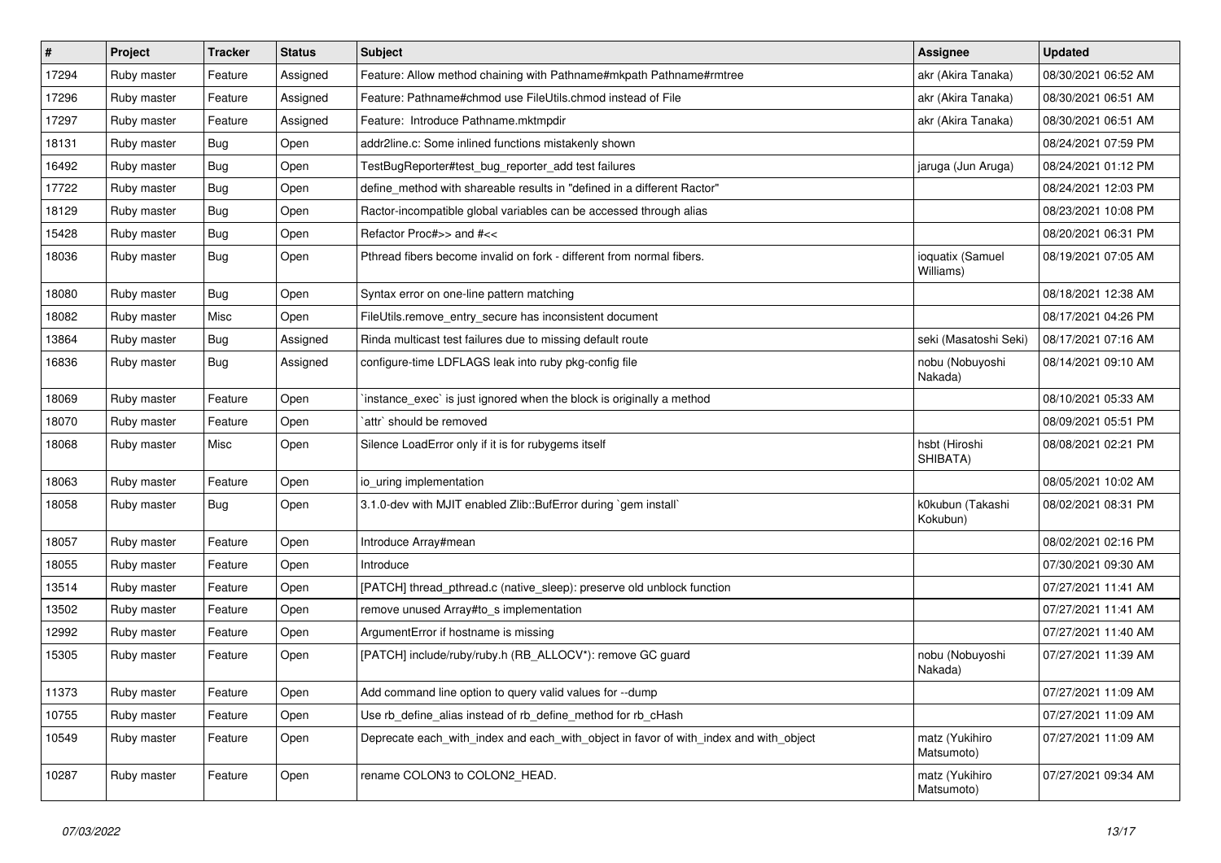| # | Project | Tracker | Status | Subject | Assignee | Updated |
|---|---|---|---|---|---|---|
| 17294 | Ruby master | Feature | Assigned | Feature: Allow method chaining with Pathname#mkpath Pathname#rmtree | akr (Akira Tanaka) | 08/30/2021 06:52 AM |
| 17296 | Ruby master | Feature | Assigned | Feature: Pathname#chmod use FileUtils.chmod instead of File | akr (Akira Tanaka) | 08/30/2021 06:51 AM |
| 17297 | Ruby master | Feature | Assigned | Feature:  Introduce Pathname.mktmpdir | akr (Akira Tanaka) | 08/30/2021 06:51 AM |
| 18131 | Ruby master | Bug | Open | addr2line.c: Some inlined functions mistakenly shown | | 08/24/2021 07:59 PM |
| 16492 | Ruby master | Bug | Open | TestBugReporter#test_bug_reporter_add test failures | jaruga (Jun Aruga) | 08/24/2021 01:12 PM |
| 17722 | Ruby master | Bug | Open | define_method with shareable results in "defined in a different Ractor" | | 08/24/2021 12:03 PM |
| 18129 | Ruby master | Bug | Open | Ractor-incompatible global variables can be accessed through alias | | 08/23/2021 10:08 PM |
| 15428 | Ruby master | Bug | Open | Refactor Proc#>> and #<< | | 08/20/2021 06:31 PM |
| 18036 | Ruby master | Bug | Open | Pthread fibers become invalid on fork - different from normal fibers. | ioquatix (Samuel Williams) | 08/19/2021 07:05 AM |
| 18080 | Ruby master | Bug | Open | Syntax error on one-line pattern matching | | 08/18/2021 12:38 AM |
| 18082 | Ruby master | Misc | Open | FileUtils.remove_entry_secure has inconsistent document | | 08/17/2021 04:26 PM |
| 13864 | Ruby master | Bug | Assigned | Rinda multicast test failures due to missing default route | seki (Masatoshi Seki) | 08/17/2021 07:16 AM |
| 16836 | Ruby master | Bug | Assigned | configure-time LDFLAGS leak into ruby pkg-config file | nobu (Nobuyoshi Nakada) | 08/14/2021 09:10 AM |
| 18069 | Ruby master | Feature | Open | `instance_exec` is just ignored when the block is originally a method | | 08/10/2021 05:33 AM |
| 18070 | Ruby master | Feature | Open | `attr` should be removed | | 08/09/2021 05:51 PM |
| 18068 | Ruby master | Misc | Open | Silence LoadError only if it is for rubygems itself | hsbt (Hiroshi SHIBATA) | 08/08/2021 02:21 PM |
| 18063 | Ruby master | Feature | Open | io_uring implementation | | 08/05/2021 10:02 AM |
| 18058 | Ruby master | Bug | Open | 3.1.0-dev with MJIT enabled Zlib::BufError during `gem install` | k0kubun (Takashi Kokubun) | 08/02/2021 08:31 PM |
| 18057 | Ruby master | Feature | Open | Introduce Array#mean | | 08/02/2021 02:16 PM |
| 18055 | Ruby master | Feature | Open | Introduce | | 07/30/2021 09:30 AM |
| 13514 | Ruby master | Feature | Open | [PATCH] thread_pthread.c (native_sleep): preserve old unblock function | | 07/27/2021 11:41 AM |
| 13502 | Ruby master | Feature | Open | remove unused Array#to_s implementation | | 07/27/2021 11:41 AM |
| 12992 | Ruby master | Feature | Open | ArgumentError if hostname is missing | | 07/27/2021 11:40 AM |
| 15305 | Ruby master | Feature | Open | [PATCH] include/ruby/ruby.h (RB_ALLOCV*): remove GC guard | nobu (Nobuyoshi Nakada) | 07/27/2021 11:39 AM |
| 11373 | Ruby master | Feature | Open | Add command line option to query valid values for --dump | | 07/27/2021 11:09 AM |
| 10755 | Ruby master | Feature | Open | Use rb_define_alias instead of rb_define_method for rb_cHash | | 07/27/2021 11:09 AM |
| 10549 | Ruby master | Feature | Open | Deprecate each_with_index and each_with_object in favor of with_index and with_object | matz (Yukihiro Matsumoto) | 07/27/2021 11:09 AM |
| 10287 | Ruby master | Feature | Open | rename COLON3 to COLON2_HEAD. | matz (Yukihiro Matsumoto) | 07/27/2021 09:34 AM |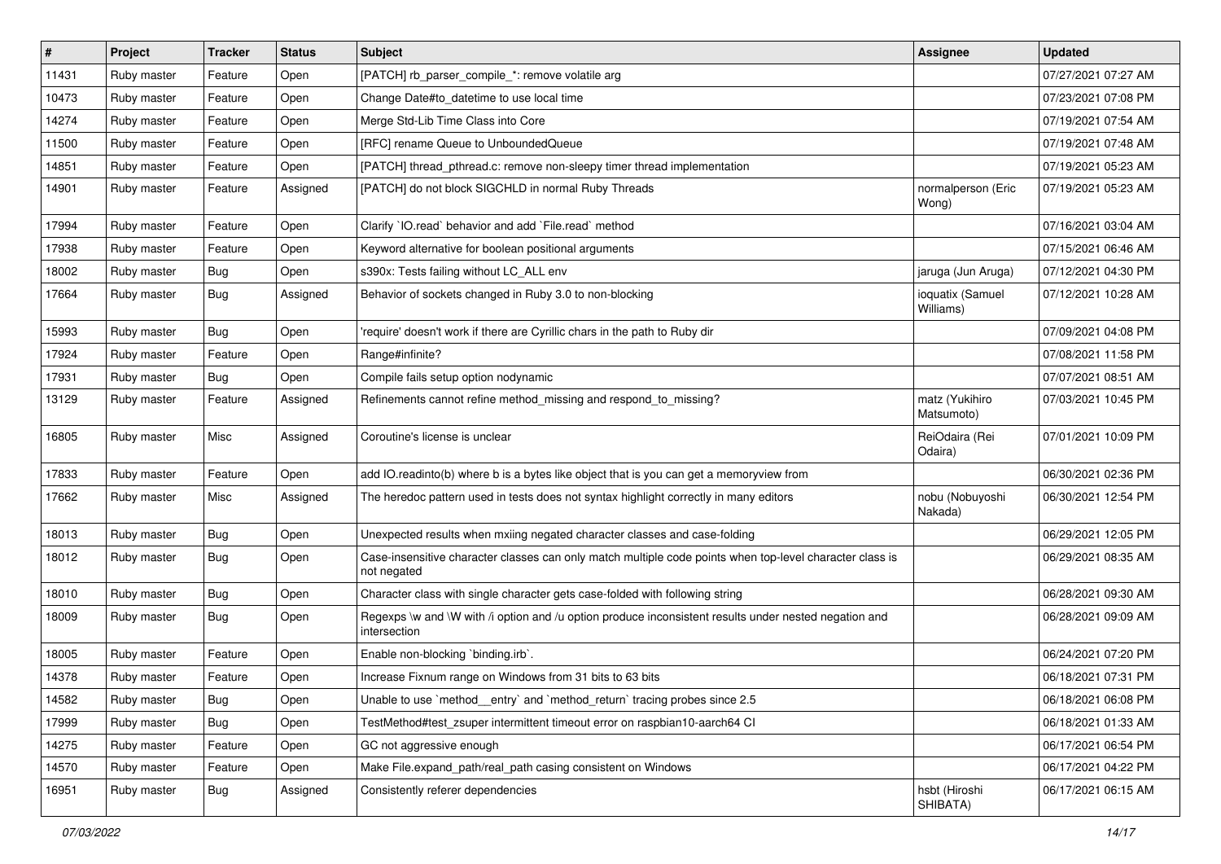| # | Project | Tracker | Status | Subject | Assignee | Updated |
| --- | --- | --- | --- | --- | --- | --- |
| 11431 | Ruby master | Feature | Open | [PATCH] rb_parser_compile_*: remove volatile arg | | 07/27/2021 07:27 AM |
| 10473 | Ruby master | Feature | Open | Change Date#to_datetime to use local time | | 07/23/2021 07:08 PM |
| 14274 | Ruby master | Feature | Open | Merge Std-Lib Time Class into Core | | 07/19/2021 07:54 AM |
| 11500 | Ruby master | Feature | Open | [RFC] rename Queue to UnboundedQueue | | 07/19/2021 07:48 AM |
| 14851 | Ruby master | Feature | Open | [PATCH] thread_pthread.c: remove non-sleepy timer thread implementation | | 07/19/2021 05:23 AM |
| 14901 | Ruby master | Feature | Assigned | [PATCH] do not block SIGCHLD in normal Ruby Threads | normalperson (Eric Wong) | 07/19/2021 05:23 AM |
| 17994 | Ruby master | Feature | Open | Clarify `IO.read` behavior and add `File.read` method | | 07/16/2021 03:04 AM |
| 17938 | Ruby master | Feature | Open | Keyword alternative for boolean positional arguments | | 07/15/2021 06:46 AM |
| 18002 | Ruby master | Bug | Open | s390x: Tests failing without LC_ALL env | jaruga (Jun Aruga) | 07/12/2021 04:30 PM |
| 17664 | Ruby master | Bug | Assigned | Behavior of sockets changed in Ruby 3.0 to non-blocking | ioquatix (Samuel Williams) | 07/12/2021 10:28 AM |
| 15993 | Ruby master | Bug | Open | 'require' doesn't work if there are Cyrillic chars in the path to Ruby dir | | 07/09/2021 04:08 PM |
| 17924 | Ruby master | Feature | Open | Range#infinite? | | 07/08/2021 11:58 PM |
| 17931 | Ruby master | Bug | Open | Compile fails setup option nodynamic | | 07/07/2021 08:51 AM |
| 13129 | Ruby master | Feature | Assigned | Refinements cannot refine method_missing and respond_to_missing? | matz (Yukihiro Matsumoto) | 07/03/2021 10:45 PM |
| 16805 | Ruby master | Misc | Assigned | Coroutine's license is unclear | ReiOdaira (Rei Odaira) | 07/01/2021 10:09 PM |
| 17833 | Ruby master | Feature | Open | add IO.readinto(b) where b is a bytes like object that is you can get a memoryview from | | 06/30/2021 02:36 PM |
| 17662 | Ruby master | Misc | Assigned | The heredoc pattern used in tests does not syntax highlight correctly in many editors | nobu (Nobuyoshi Nakada) | 06/30/2021 12:54 PM |
| 18013 | Ruby master | Bug | Open | Unexpected results when mxiing negated character classes and case-folding | | 06/29/2021 12:05 PM |
| 18012 | Ruby master | Bug | Open | Case-insensitive character classes can only match multiple code points when top-level character class is not negated | | 06/29/2021 08:35 AM |
| 18010 | Ruby master | Bug | Open | Character class with single character gets case-folded with following string | | 06/28/2021 09:30 AM |
| 18009 | Ruby master | Bug | Open | Regexps \w and \W with /i option and /u option produce inconsistent results under nested negation and intersection | | 06/28/2021 09:09 AM |
| 18005 | Ruby master | Feature | Open | Enable non-blocking `binding.irb`. | | 06/24/2021 07:20 PM |
| 14378 | Ruby master | Feature | Open | Increase Fixnum range on Windows from 31 bits to 63 bits | | 06/18/2021 07:31 PM |
| 14582 | Ruby master | Bug | Open | Unable to use `method__entry` and `method_return` tracing probes since 2.5 | | 06/18/2021 06:08 PM |
| 17999 | Ruby master | Bug | Open | TestMethod#test_zsuper intermittent timeout error on raspbian10-aarch64 CI | | 06/18/2021 01:33 AM |
| 14275 | Ruby master | Feature | Open | GC not aggressive enough | | 06/17/2021 06:54 PM |
| 14570 | Ruby master | Feature | Open | Make File.expand_path/real_path casing consistent on Windows | | 06/17/2021 04:22 PM |
| 16951 | Ruby master | Bug | Assigned | Consistently referer dependencies | hsbt (Hiroshi SHIBATA) | 06/17/2021 06:15 AM |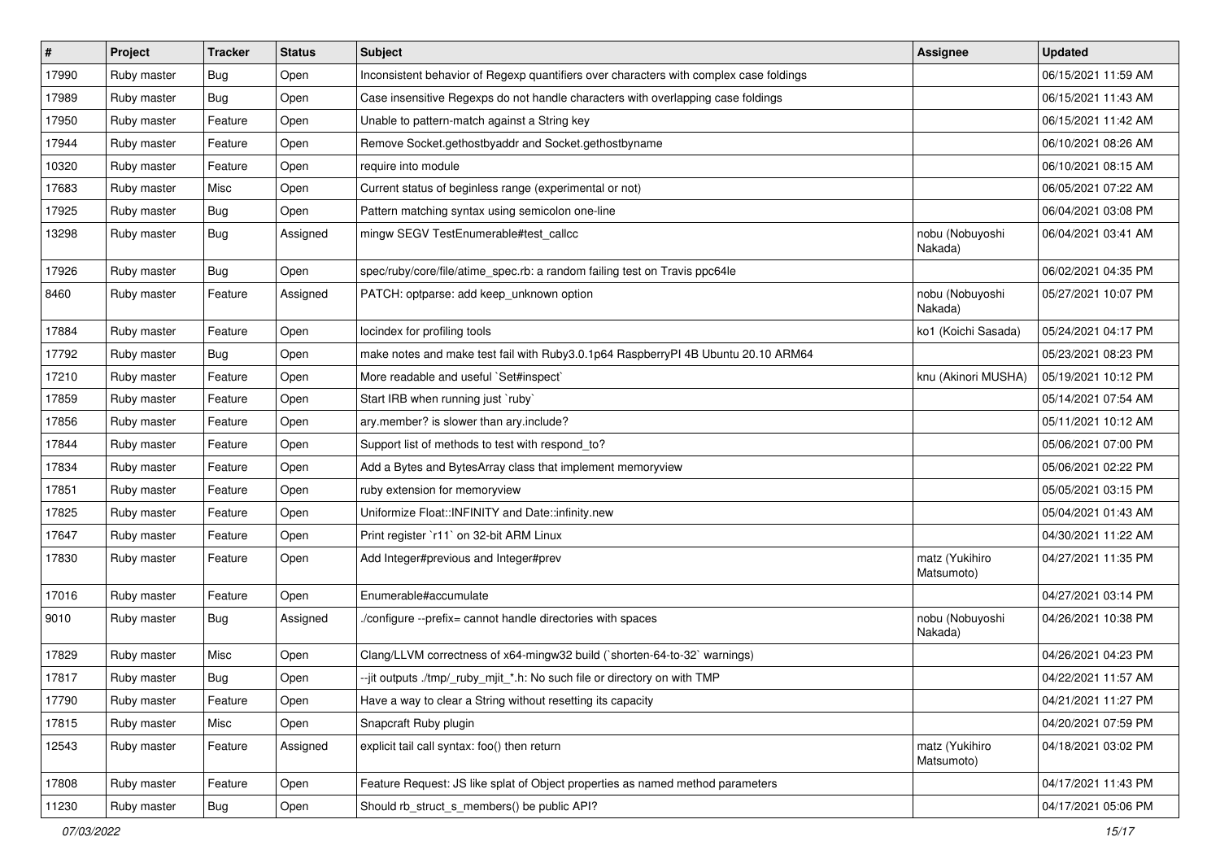| # | Project | Tracker | Status | Subject | Assignee | Updated |
|---|---|---|---|---|---|---|
| 17990 | Ruby master | Bug | Open | Inconsistent behavior of Regexp quantifiers over characters with complex case foldings | | 06/15/2021 11:59 AM |
| 17989 | Ruby master | Bug | Open | Case insensitive Regexps do not handle characters with overlapping case foldings | | 06/15/2021 11:43 AM |
| 17950 | Ruby master | Feature | Open | Unable to pattern-match against a String key | | 06/15/2021 11:42 AM |
| 17944 | Ruby master | Feature | Open | Remove Socket.gethostbyaddr and Socket.gethostbyname | | 06/10/2021 08:26 AM |
| 10320 | Ruby master | Feature | Open | require into module | | 06/10/2021 08:15 AM |
| 17683 | Ruby master | Misc | Open | Current status of beginless range (experimental or not) | | 06/05/2021 07:22 AM |
| 17925 | Ruby master | Bug | Open | Pattern matching syntax using semicolon one-line | | 06/04/2021 03:08 PM |
| 13298 | Ruby master | Bug | Assigned | mingw SEGV TestEnumerable#test_callcc | nobu (Nobuyoshi Nakada) | 06/04/2021 03:41 AM |
| 17926 | Ruby master | Bug | Open | spec/ruby/core/file/atime_spec.rb: a random failing test on Travis ppc64le | | 06/02/2021 04:35 PM |
| 8460 | Ruby master | Feature | Assigned | PATCH: optparse: add keep_unknown option | nobu (Nobuyoshi Nakada) | 05/27/2021 10:07 PM |
| 17884 | Ruby master | Feature | Open | locindex for profiling tools | ko1 (Koichi Sasada) | 05/24/2021 04:17 PM |
| 17792 | Ruby master | Bug | Open | make notes and make test fail with Ruby3.0.1p64 RaspberryPI 4B Ubuntu 20.10 ARM64 | | 05/23/2021 08:23 PM |
| 17210 | Ruby master | Feature | Open | More readable and useful `Set#inspect` | knu (Akinori MUSHA) | 05/19/2021 10:12 PM |
| 17859 | Ruby master | Feature | Open | Start IRB when running just `ruby` | | 05/14/2021 07:54 AM |
| 17856 | Ruby master | Feature | Open | ary.member? is slower than ary.include? | | 05/11/2021 10:12 AM |
| 17844 | Ruby master | Feature | Open | Support list of methods to test with respond_to? | | 05/06/2021 07:00 PM |
| 17834 | Ruby master | Feature | Open | Add a Bytes and BytesArray class that implement memoryview | | 05/06/2021 02:22 PM |
| 17851 | Ruby master | Feature | Open | ruby extension for memoryview | | 05/05/2021 03:15 PM |
| 17825 | Ruby master | Feature | Open | Uniformize Float::INFINITY and Date::infinity.new | | 05/04/2021 01:43 AM |
| 17647 | Ruby master | Feature | Open | Print register `r11` on 32-bit ARM Linux | | 04/30/2021 11:22 AM |
| 17830 | Ruby master | Feature | Open | Add Integer#previous and Integer#prev | matz (Yukihiro Matsumoto) | 04/27/2021 11:35 PM |
| 17016 | Ruby master | Feature | Open | Enumerable#accumulate | | 04/27/2021 03:14 PM |
| 9010 | Ruby master | Bug | Assigned | ./configure --prefix= cannot handle directories with spaces | nobu (Nobuyoshi Nakada) | 04/26/2021 10:38 PM |
| 17829 | Ruby master | Misc | Open | Clang/LLVM correctness of x64-mingw32 build (`shorten-64-to-32` warnings) | | 04/26/2021 04:23 PM |
| 17817 | Ruby master | Bug | Open | --jit outputs ./tmp/_ruby_mjit_*.h: No such file or directory on with TMP | | 04/22/2021 11:57 AM |
| 17790 | Ruby master | Feature | Open | Have a way to clear a String without resetting its capacity | | 04/21/2021 11:27 PM |
| 17815 | Ruby master | Misc | Open | Snapcraft Ruby plugin | | 04/20/2021 07:59 PM |
| 12543 | Ruby master | Feature | Assigned | explicit tail call syntax: foo() then return | matz (Yukihiro Matsumoto) | 04/18/2021 03:02 PM |
| 17808 | Ruby master | Feature | Open | Feature Request: JS like splat of Object properties as named method parameters | | 04/17/2021 11:43 PM |
| 11230 | Ruby master | Bug | Open | Should rb_struct_s_members() be public API? | | 04/17/2021 05:06 PM |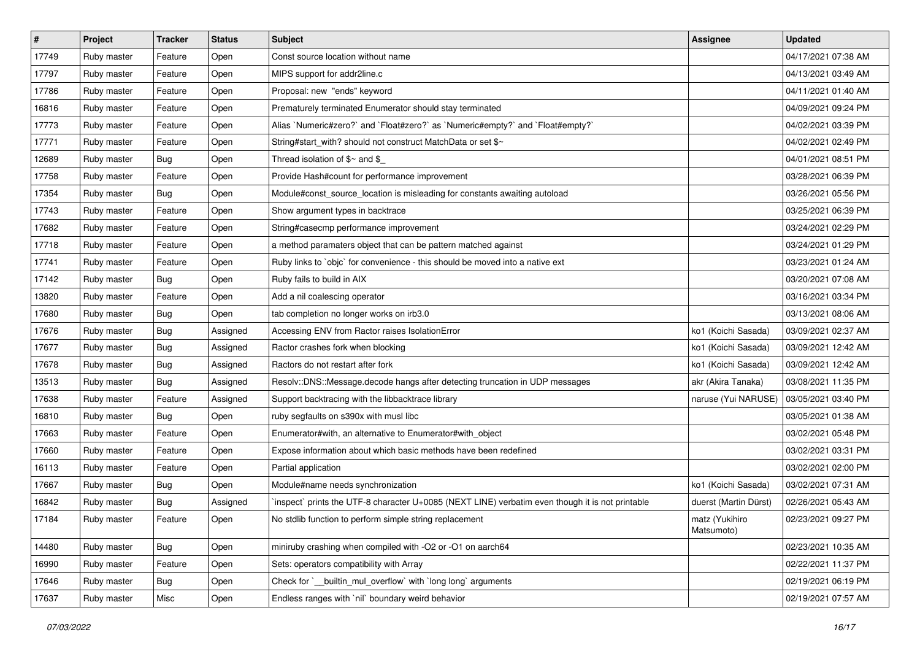| # | Project | Tracker | Status | Subject | Assignee | Updated |
|---|---|---|---|---|---|---|
| 17749 | Ruby master | Feature | Open | Const source location without name | | 04/17/2021 07:38 AM |
| 17797 | Ruby master | Feature | Open | MIPS support for addr2line.c | | 04/13/2021 03:49 AM |
| 17786 | Ruby master | Feature | Open | Proposal: new "ends" keyword | | 04/11/2021 01:40 AM |
| 16816 | Ruby master | Feature | Open | Prematurely terminated Enumerator should stay terminated | | 04/09/2021 09:24 PM |
| 17773 | Ruby master | Feature | Open | Alias `Numeric#zero?` and `Float#zero?` as `Numeric#empty?` and `Float#empty?` | | 04/02/2021 03:39 PM |
| 17771 | Ruby master | Feature | Open | String#start_with? should not construct MatchData or set $~ | | 04/02/2021 02:49 PM |
| 12689 | Ruby master | Bug | Open | Thread isolation of $~ and $_ | | 04/01/2021 08:51 PM |
| 17758 | Ruby master | Feature | Open | Provide Hash#count for performance improvement | | 03/28/2021 06:39 PM |
| 17354 | Ruby master | Bug | Open | Module#const_source_location is misleading for constants awaiting autoload | | 03/26/2021 05:56 PM |
| 17743 | Ruby master | Feature | Open | Show argument types in backtrace | | 03/25/2021 06:39 PM |
| 17682 | Ruby master | Feature | Open | String#casecmp performance improvement | | 03/24/2021 02:29 PM |
| 17718 | Ruby master | Feature | Open | a method paramaters object that can be pattern matched against | | 03/24/2021 01:29 PM |
| 17741 | Ruby master | Feature | Open | Ruby links to `objc` for convenience - this should be moved into a native ext | | 03/23/2021 01:24 AM |
| 17142 | Ruby master | Bug | Open | Ruby fails to build in AIX | | 03/20/2021 07:08 AM |
| 13820 | Ruby master | Feature | Open | Add a nil coalescing operator | | 03/16/2021 03:34 PM |
| 17680 | Ruby master | Bug | Open | tab completion no longer works on irb3.0 | | 03/13/2021 08:06 AM |
| 17676 | Ruby master | Bug | Assigned | Accessing ENV from Ractor raises IsolationError | ko1 (Koichi Sasada) | 03/09/2021 02:37 AM |
| 17677 | Ruby master | Bug | Assigned | Ractor crashes fork when blocking | ko1 (Koichi Sasada) | 03/09/2021 12:42 AM |
| 17678 | Ruby master | Bug | Assigned | Ractors do not restart after fork | ko1 (Koichi Sasada) | 03/09/2021 12:42 AM |
| 13513 | Ruby master | Bug | Assigned | Resolv::DNS::Message.decode hangs after detecting truncation in UDP messages | akr (Akira Tanaka) | 03/08/2021 11:35 PM |
| 17638 | Ruby master | Feature | Assigned | Support backtracing with the libbacktrace library | naruse (Yui NARUSE) | 03/05/2021 03:40 PM |
| 16810 | Ruby master | Bug | Open | ruby segfaults on s390x with musl libc | | 03/05/2021 01:38 AM |
| 17663 | Ruby master | Feature | Open | Enumerator#with, an alternative to Enumerator#with_object | | 03/02/2021 05:48 PM |
| 17660 | Ruby master | Feature | Open | Expose information about which basic methods have been redefined | | 03/02/2021 03:31 PM |
| 16113 | Ruby master | Feature | Open | Partial application | | 03/02/2021 02:00 PM |
| 17667 | Ruby master | Bug | Open | Module#name needs synchronization | ko1 (Koichi Sasada) | 03/02/2021 07:31 AM |
| 16842 | Ruby master | Bug | Assigned | `inspect` prints the UTF-8 character U+0085 (NEXT LINE) verbatim even though it is not printable | duerst (Martin Dürst) | 02/26/2021 05:43 AM |
| 17184 | Ruby master | Feature | Open | No stdlib function to perform simple string replacement | matz (Yukihiro Matsumoto) | 02/23/2021 09:27 PM |
| 14480 | Ruby master | Bug | Open | miniruby crashing when compiled with -O2 or -O1 on aarch64 | | 02/23/2021 10:35 AM |
| 16990 | Ruby master | Feature | Open | Sets: operators compatibility with Array | | 02/22/2021 11:37 PM |
| 17646 | Ruby master | Bug | Open | Check for `__builtin_mul_overflow` with `long long` arguments | | 02/19/2021 06:19 PM |
| 17637 | Ruby master | Misc | Open | Endless ranges with `nil` boundary weird behavior | | 02/19/2021 07:57 AM |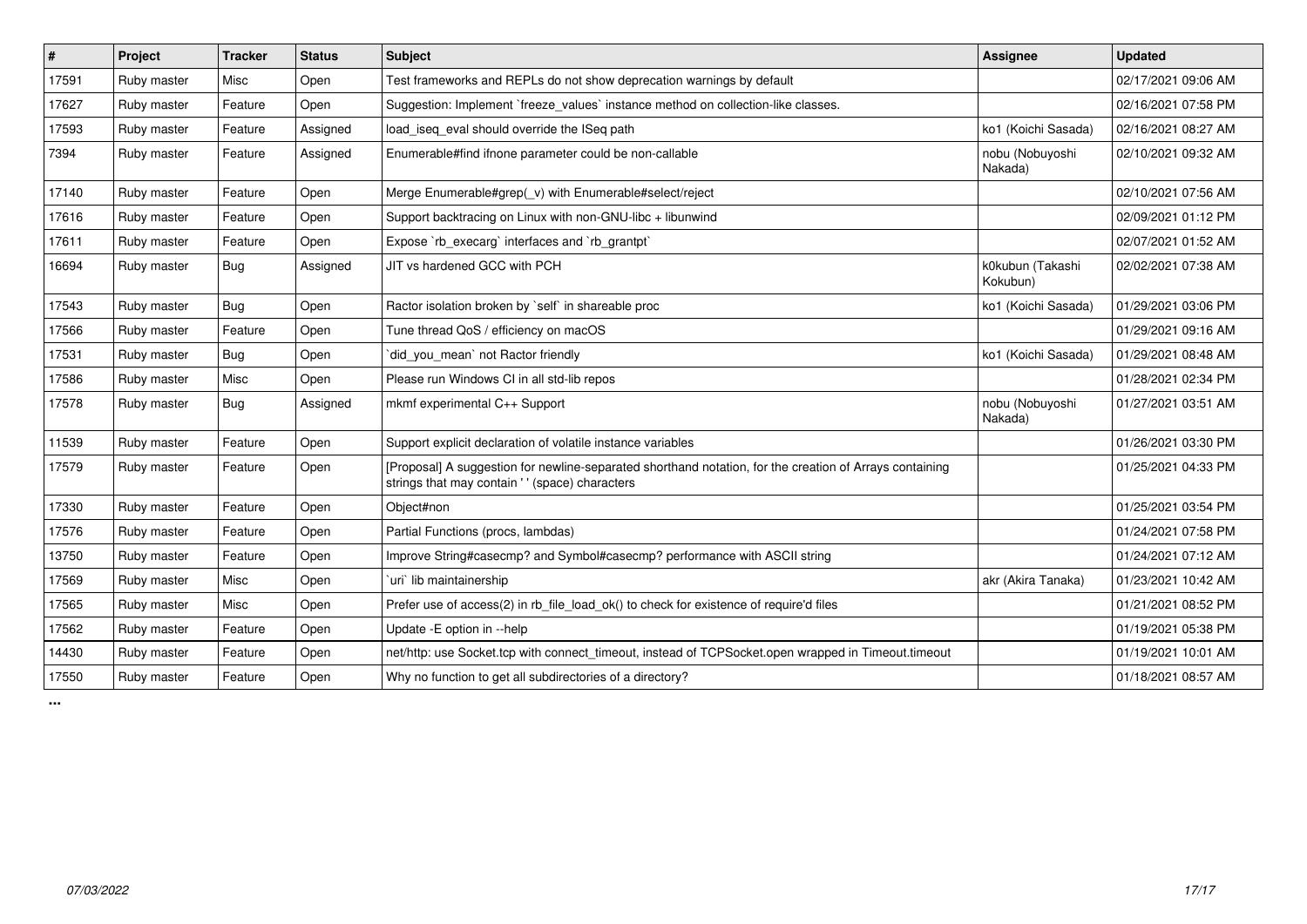| # | Project | Tracker | Status | Subject | Assignee | Updated |
|---|---|---|---|---|---|---|
| 17591 | Ruby master | Misc | Open | Test frameworks and REPLs do not show deprecation warnings by default | | 02/17/2021 09:06 AM |
| 17627 | Ruby master | Feature | Open | Suggestion: Implement `freeze_values` instance method on collection-like classes. | | 02/16/2021 07:58 PM |
| 17593 | Ruby master | Feature | Assigned | load_iseq_eval should override the ISeq path | ko1 (Koichi Sasada) | 02/16/2021 08:27 AM |
| 7394 | Ruby master | Feature | Assigned | Enumerable#find ifnone parameter could be non-callable | nobu (Nobuyoshi Nakada) | 02/10/2021 09:32 AM |
| 17140 | Ruby master | Feature | Open | Merge Enumerable#grep(_v) with Enumerable#select/reject | | 02/10/2021 07:56 AM |
| 17616 | Ruby master | Feature | Open | Support backtracing on Linux with non-GNU-libc + libunwind | | 02/09/2021 01:12 PM |
| 17611 | Ruby master | Feature | Open | Expose `rb_execarg` interfaces and `rb_grantpt` | | 02/07/2021 01:52 AM |
| 16694 | Ruby master | Bug | Assigned | JIT vs hardened GCC with PCH | k0kubun (Takashi Kokubun) | 02/02/2021 07:38 AM |
| 17543 | Ruby master | Bug | Open | Ractor isolation broken by `self` in shareable proc | ko1 (Koichi Sasada) | 01/29/2021 03:06 PM |
| 17566 | Ruby master | Feature | Open | Tune thread QoS / efficiency on macOS | | 01/29/2021 09:16 AM |
| 17531 | Ruby master | Bug | Open | `did_you_mean` not Ractor friendly | ko1 (Koichi Sasada) | 01/29/2021 08:48 AM |
| 17586 | Ruby master | Misc | Open | Please run Windows CI in all std-lib repos | | 01/28/2021 02:34 PM |
| 17578 | Ruby master | Bug | Assigned | mkmf experimental C++ Support | nobu (Nobuyoshi Nakada) | 01/27/2021 03:51 AM |
| 11539 | Ruby master | Feature | Open | Support explicit declaration of volatile instance variables | | 01/26/2021 03:30 PM |
| 17579 | Ruby master | Feature | Open | [Proposal] A suggestion for newline-separated shorthand notation, for the creation of Arrays containing strings that may contain ' ' (space) characters | | 01/25/2021 04:33 PM |
| 17330 | Ruby master | Feature | Open | Object#non | | 01/25/2021 03:54 PM |
| 17576 | Ruby master | Feature | Open | Partial Functions (procs, lambdas) | | 01/24/2021 07:58 PM |
| 13750 | Ruby master | Feature | Open | Improve String#casecmp? and Symbol#casecmp? performance with ASCII string | | 01/24/2021 07:12 AM |
| 17569 | Ruby master | Misc | Open | `uri` lib maintainership | akr (Akira Tanaka) | 01/23/2021 10:42 AM |
| 17565 | Ruby master | Misc | Open | Prefer use of access(2) in rb_file_load_ok() to check for existence of require'd files | | 01/21/2021 08:52 PM |
| 17562 | Ruby master | Feature | Open | Update -E option in --help | | 01/19/2021 05:38 PM |
| 14430 | Ruby master | Feature | Open | net/http: use Socket.tcp with connect_timeout, instead of TCPSocket.open wrapped in Timeout.timeout | | 01/19/2021 10:01 AM |
| 17550 | Ruby master | Feature | Open | Why no function to get all subdirectories of a directory? | | 01/18/2021 08:57 AM |

...